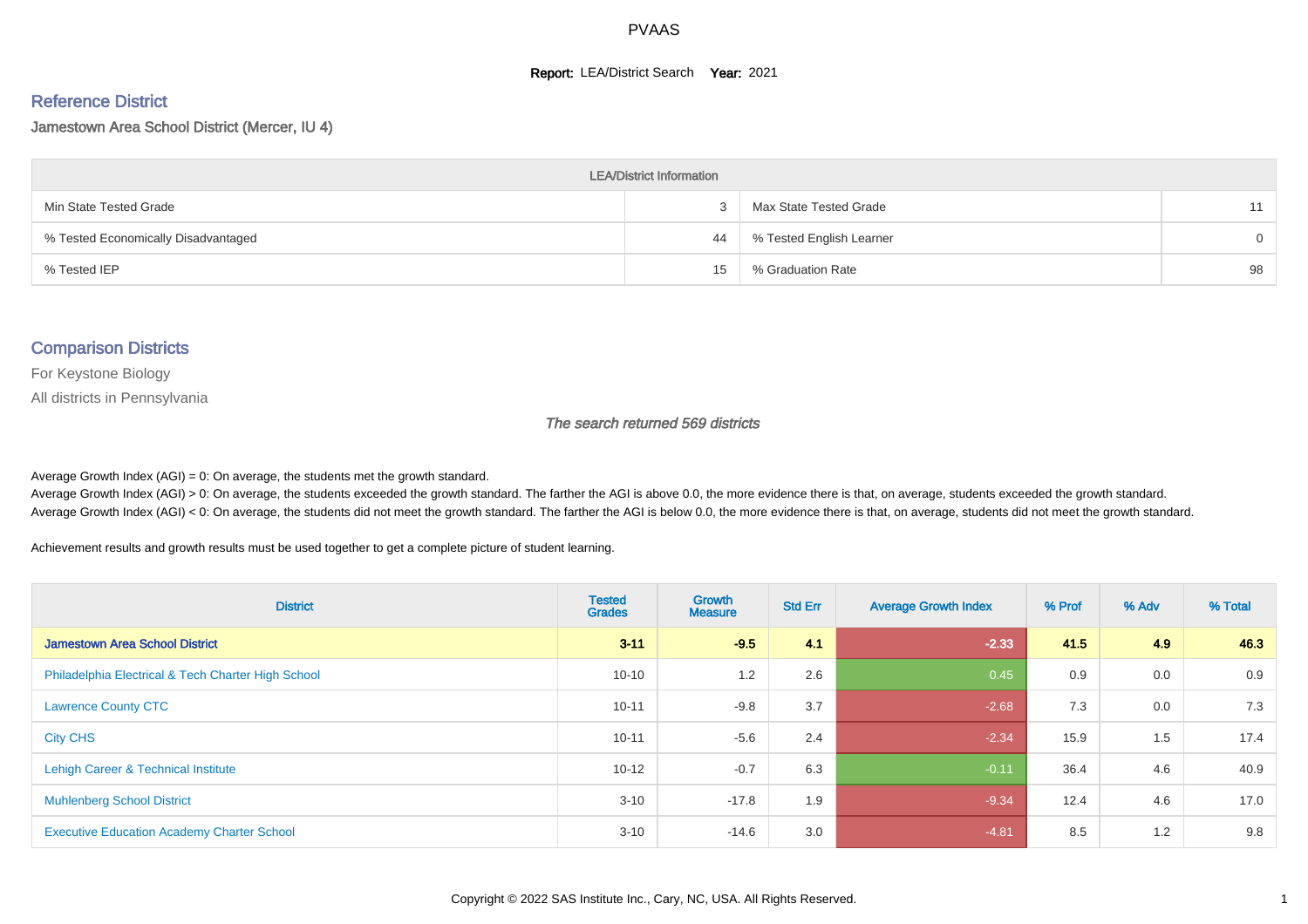# PVAAS

**Report:** LEA/District Search **Year:** 2021

## Reference District

Jamestown Area School District (Mercer, IU 4)

| LEA/District Information | | | |
|---|---|---|---|
| Min State Tested Grade | 3 | Max State Tested Grade | 11 |
| % Tested Economically Disadvantaged | 44 | % Tested English Learner | 0 |
| % Tested IEP | 15 | % Graduation Rate | 98 |

## Comparison Districts

For Keystone Biology

All districts in Pennsylvania

*The search returned 569 districts*

Average Growth Index (AGI) = 0: On average, the students met the growth standard.
Average Growth Index (AGI) > 0: On average, the students exceeded the growth standard. The farther the AGI is above 0.0, the more evidence there is that, on average, students exceeded the growth standard.
Average Growth Index (AGI) < 0: On average, the students did not meet the growth standard. The farther the AGI is below 0.0, the more evidence there is that, on average, students did not meet the growth standard.

Achievement results and growth results must be used together to get a complete picture of student learning.

| District | Tested Grades | Growth Measure | Std Err | Average Growth Index | % Prof | % Adv | % Total |
|---|---|---|---|---|---|---|---|
| **Jamestown Area School District** | **3-11** | **-9.5** | **4.1** | **-2.33** | **41.5** | **4.9** | **46.3** |
| Philadelphia Electrical & Tech Charter High School | 10-10 | 1.2 | 2.6 | 0.45 | 0.9 | 0.0 | 0.9 |
| Lawrence County CTC | 10-11 | -9.8 | 3.7 | -2.68 | 7.3 | 0.0 | 7.3 |
| City CHS | 10-11 | -5.6 | 2.4 | -2.34 | 15.9 | 1.5 | 17.4 |
| Lehigh Career & Technical Institute | 10-12 | -0.7 | 6.3 | -0.11 | 36.4 | 4.6 | 40.9 |
| Muhlenberg School District | 3-10 | -17.8 | 1.9 | -9.34 | 12.4 | 4.6 | 17.0 |
| Executive Education Academy Charter School | 3-10 | -14.6 | 3.0 | -4.81 | 8.5 | 1.2 | 9.8 |

Copyright © 2022 SAS Institute Inc., Cary, NC, USA. All Rights Reserved.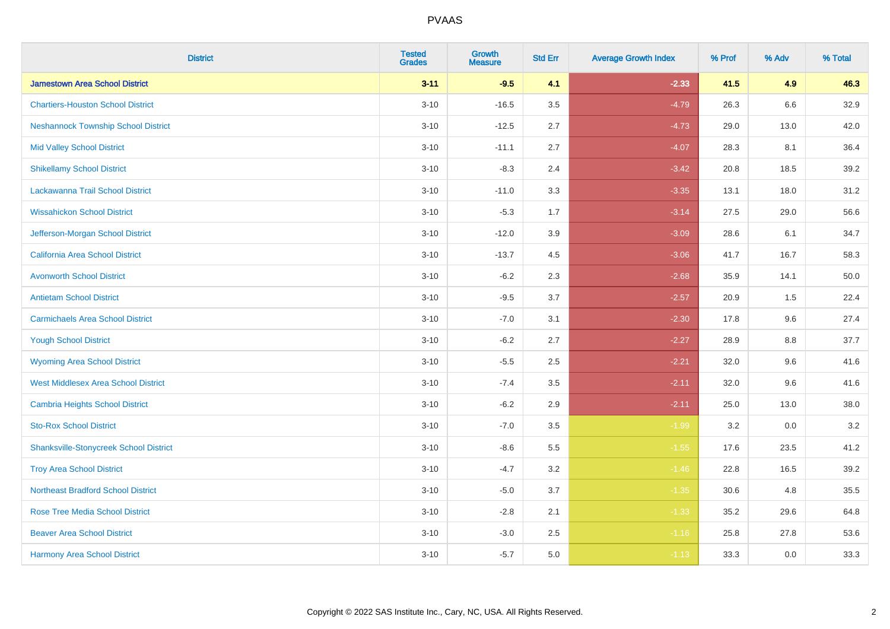# PVAAS

| District | Tested Grades | Growth Measure | Std Err | Average Growth Index | % Prof | % Adv | % Total |
|---|---|---|---|---|---|---|---|
| **Jamestown Area School District** | **3-11** | **-9.5** | **4.1** | **-2.33** | **41.5** | **4.9** | **46.3** |
| Chartiers-Houston School District | 3-10 | -16.5 | 3.5 | -4.79 | 26.3 | 6.6 | 32.9 |
| Neshannock Township School District | 3-10 | -12.5 | 2.7 | -4.73 | 29.0 | 13.0 | 42.0 |
| Mid Valley School District | 3-10 | -11.1 | 2.7 | -4.07 | 28.3 | 8.1 | 36.4 |
| Shikellamy School District | 3-10 | -8.3 | 2.4 | -3.42 | 20.8 | 18.5 | 39.2 |
| Lackawanna Trail School District | 3-10 | -11.0 | 3.3 | -3.35 | 13.1 | 18.0 | 31.2 |
| Wissahickon School District | 3-10 | -5.3 | 1.7 | -3.14 | 27.5 | 29.0 | 56.6 |
| Jefferson-Morgan School District | 3-10 | -12.0 | 3.9 | -3.09 | 28.6 | 6.1 | 34.7 |
| California Area School District | 3-10 | -13.7 | 4.5 | -3.06 | 41.7 | 16.7 | 58.3 |
| Avonworth School District | 3-10 | -6.2 | 2.3 | -2.68 | 35.9 | 14.1 | 50.0 |
| Antietam School District | 3-10 | -9.5 | 3.7 | -2.57 | 20.9 | 1.5 | 22.4 |
| Carmichaels Area School District | 3-10 | -7.0 | 3.1 | -2.30 | 17.8 | 9.6 | 27.4 |
| Yough School District | 3-10 | -6.2 | 2.7 | -2.27 | 28.9 | 8.8 | 37.7 |
| Wyoming Area School District | 3-10 | -5.5 | 2.5 | -2.21 | 32.0 | 9.6 | 41.6 |
| West Middlesex Area School District | 3-10 | -7.4 | 3.5 | -2.11 | 32.0 | 9.6 | 41.6 |
| Cambria Heights School District | 3-10 | -6.2 | 2.9 | -2.11 | 25.0 | 13.0 | 38.0 |
| Sto-Rox School District | 3-10 | -7.0 | 3.5 | -1.99 | 3.2 | 0.0 | 3.2 |
| Shanksville-Stonycreek School District | 3-10 | -8.6 | 5.5 | -1.55 | 17.6 | 23.5 | 41.2 |
| Troy Area School District | 3-10 | -4.7 | 3.2 | -1.46 | 22.8 | 16.5 | 39.2 |
| Northeast Bradford School District | 3-10 | -5.0 | 3.7 | -1.35 | 30.6 | 4.8 | 35.5 |
| Rose Tree Media School District | 3-10 | -2.8 | 2.1 | -1.33 | 35.2 | 29.6 | 64.8 |
| Beaver Area School District | 3-10 | -3.0 | 2.5 | -1.16 | 25.8 | 27.8 | 53.6 |
| Harmony Area School District | 3-10 | -5.7 | 5.0 | -1.13 | 33.3 | 0.0 | 33.3 |

Copyright © 2022 SAS Institute Inc., Cary, NC, USA. All Rights Reserved.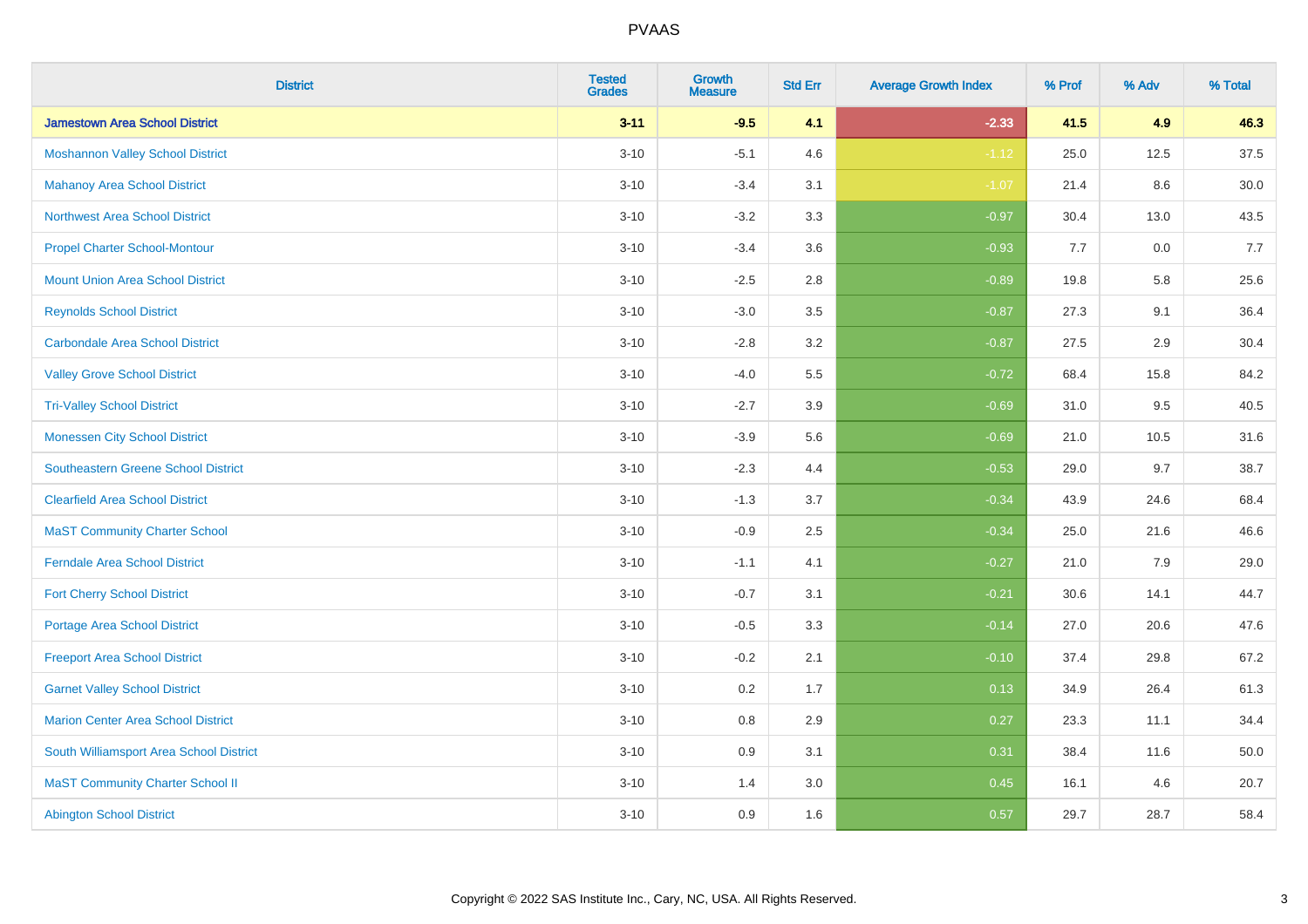# PVAAS

| District | Tested Grades | Growth Measure | Std Err | Average Growth Index | % Prof | % Adv | % Total |
|---|---|---|---|---|---|---|---|
| **Jamestown Area School District** | **3-11** | **-9.5** | **4.1** | **-2.33** | **41.5** | **4.9** | **46.3** |
| Moshannon Valley School District | 3-10 | -5.1 | 4.6 | -1.12 | 25.0 | 12.5 | 37.5 |
| Mahanoy Area School District | 3-10 | -3.4 | 3.1 | -1.07 | 21.4 | 8.6 | 30.0 |
| Northwest Area School District | 3-10 | -3.2 | 3.3 | -0.97 | 30.4 | 13.0 | 43.5 |
| Propel Charter School-Montour | 3-10 | -3.4 | 3.6 | -0.93 | 7.7 | 0.0 | 7.7 |
| Mount Union Area School District | 3-10 | -2.5 | 2.8 | -0.89 | 19.8 | 5.8 | 25.6 |
| Reynolds School District | 3-10 | -3.0 | 3.5 | -0.87 | 27.3 | 9.1 | 36.4 |
| Carbondale Area School District | 3-10 | -2.8 | 3.2 | -0.87 | 27.5 | 2.9 | 30.4 |
| Valley Grove School District | 3-10 | -4.0 | 5.5 | -0.72 | 68.4 | 15.8 | 84.2 |
| Tri-Valley School District | 3-10 | -2.7 | 3.9 | -0.69 | 31.0 | 9.5 | 40.5 |
| Monessen City School District | 3-10 | -3.9 | 5.6 | -0.69 | 21.0 | 10.5 | 31.6 |
| Southeastern Greene School District | 3-10 | -2.3 | 4.4 | -0.53 | 29.0 | 9.7 | 38.7 |
| Clearfield Area School District | 3-10 | -1.3 | 3.7 | -0.34 | 43.9 | 24.6 | 68.4 |
| MaST Community Charter School | 3-10 | -0.9 | 2.5 | -0.34 | 25.0 | 21.6 | 46.6 |
| Ferndale Area School District | 3-10 | -1.1 | 4.1 | -0.27 | 21.0 | 7.9 | 29.0 |
| Fort Cherry School District | 3-10 | -0.7 | 3.1 | -0.21 | 30.6 | 14.1 | 44.7 |
| Portage Area School District | 3-10 | -0.5 | 3.3 | -0.14 | 27.0 | 20.6 | 47.6 |
| Freeport Area School District | 3-10 | -0.2 | 2.1 | -0.10 | 37.4 | 29.8 | 67.2 |
| Garnet Valley School District | 3-10 | 0.2 | 1.7 | 0.13 | 34.9 | 26.4 | 61.3 |
| Marion Center Area School District | 3-10 | 0.8 | 2.9 | 0.27 | 23.3 | 11.1 | 34.4 |
| South Williamsport Area School District | 3-10 | 0.9 | 3.1 | 0.31 | 38.4 | 11.6 | 50.0 |
| MaST Community Charter School II | 3-10 | 1.4 | 3.0 | 0.45 | 16.1 | 4.6 | 20.7 |
| Abington School District | 3-10 | 0.9 | 1.6 | 0.57 | 29.7 | 28.7 | 58.4 |

Copyright © 2022 SAS Institute Inc., Cary, NC, USA. All Rights Reserved.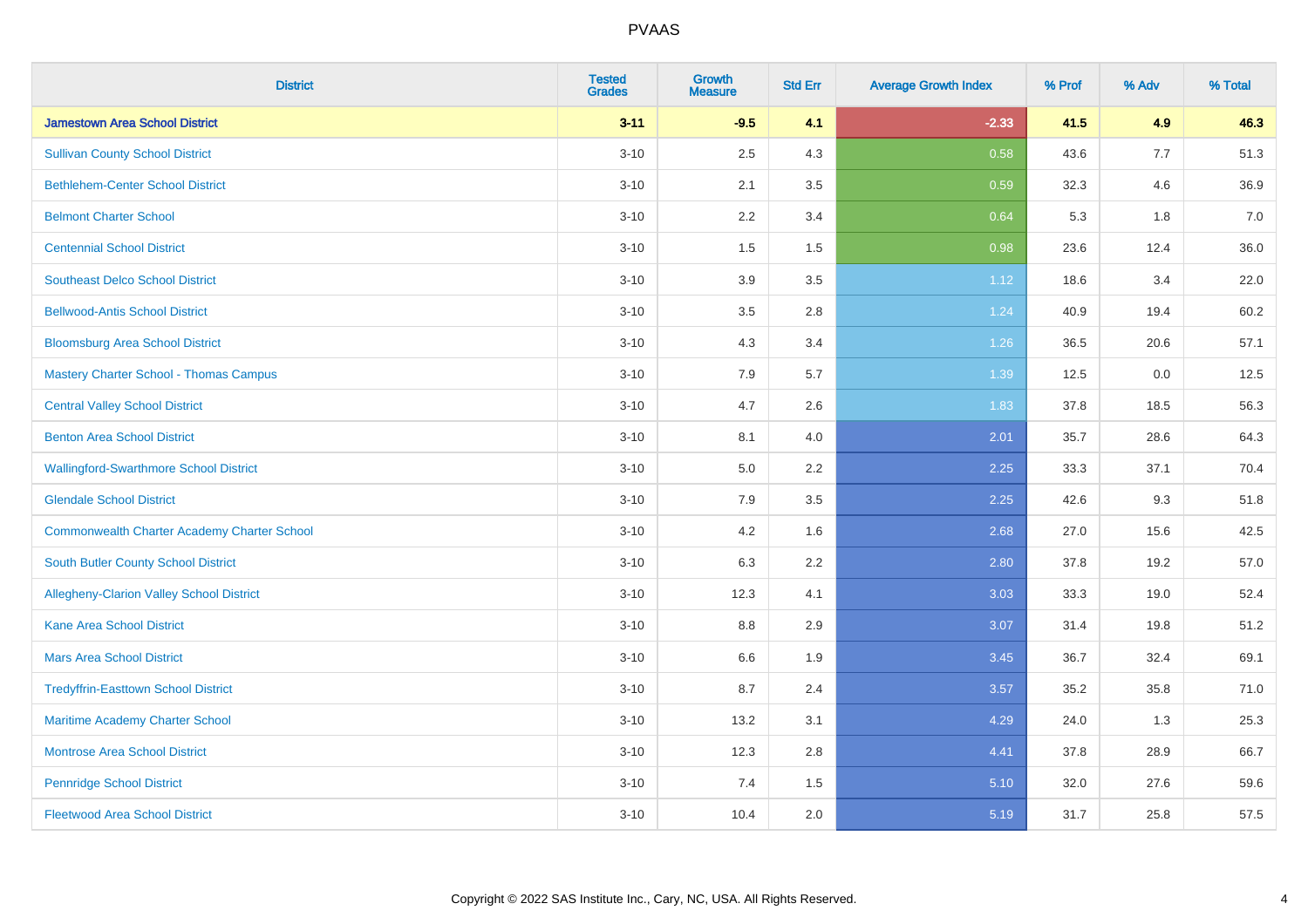# PVAAS

| District | Tested Grades | Growth Measure | Std Err | Average Growth Index | % Prof | % Adv | % Total |
|---|---|---|---|---|---|---|---|
| **Jamestown Area School District** | **3-11** | **-9.5** | **4.1** | **-2.33** | **41.5** | **4.9** | **46.3** |
| Sullivan County School District | 3-10 | 2.5 | 4.3 | 0.58 | 43.6 | 7.7 | 51.3 |
| Bethlehem-Center School District | 3-10 | 2.1 | 3.5 | 0.59 | 32.3 | 4.6 | 36.9 |
| Belmont Charter School | 3-10 | 2.2 | 3.4 | 0.64 | 5.3 | 1.8 | 7.0 |
| Centennial School District | 3-10 | 1.5 | 1.5 | 0.98 | 23.6 | 12.4 | 36.0 |
| Southeast Delco School District | 3-10 | 3.9 | 3.5 | 1.12 | 18.6 | 3.4 | 22.0 |
| Bellwood-Antis School District | 3-10 | 3.5 | 2.8 | 1.24 | 40.9 | 19.4 | 60.2 |
| Bloomsburg Area School District | 3-10 | 4.3 | 3.4 | 1.26 | 36.5 | 20.6 | 57.1 |
| Mastery Charter School - Thomas Campus | 3-10 | 7.9 | 5.7 | 1.39 | 12.5 | 0.0 | 12.5 |
| Central Valley School District | 3-10 | 4.7 | 2.6 | 1.83 | 37.8 | 18.5 | 56.3 |
| Benton Area School District | 3-10 | 8.1 | 4.0 | 2.01 | 35.7 | 28.6 | 64.3 |
| Wallingford-Swarthmore School District | 3-10 | 5.0 | 2.2 | 2.25 | 33.3 | 37.1 | 70.4 |
| Glendale School District | 3-10 | 7.9 | 3.5 | 2.25 | 42.6 | 9.3 | 51.8 |
| Commonwealth Charter Academy Charter School | 3-10 | 4.2 | 1.6 | 2.68 | 27.0 | 15.6 | 42.5 |
| South Butler County School District | 3-10 | 6.3 | 2.2 | 2.80 | 37.8 | 19.2 | 57.0 |
| Allegheny-Clarion Valley School District | 3-10 | 12.3 | 4.1 | 3.03 | 33.3 | 19.0 | 52.4 |
| Kane Area School District | 3-10 | 8.8 | 2.9 | 3.07 | 31.4 | 19.8 | 51.2 |
| Mars Area School District | 3-10 | 6.6 | 1.9 | 3.45 | 36.7 | 32.4 | 69.1 |
| Tredyffrin-Easttown School District | 3-10 | 8.7 | 2.4 | 3.57 | 35.2 | 35.8 | 71.0 |
| Maritime Academy Charter School | 3-10 | 13.2 | 3.1 | 4.29 | 24.0 | 1.3 | 25.3 |
| Montrose Area School District | 3-10 | 12.3 | 2.8 | 4.41 | 37.8 | 28.9 | 66.7 |
| Pennridge School District | 3-10 | 7.4 | 1.5 | 5.10 | 32.0 | 27.6 | 59.6 |
| Fleetwood Area School District | 3-10 | 10.4 | 2.0 | 5.19 | 31.7 | 25.8 | 57.5 |

Copyright © 2022 SAS Institute Inc., Cary, NC, USA. All Rights Reserved.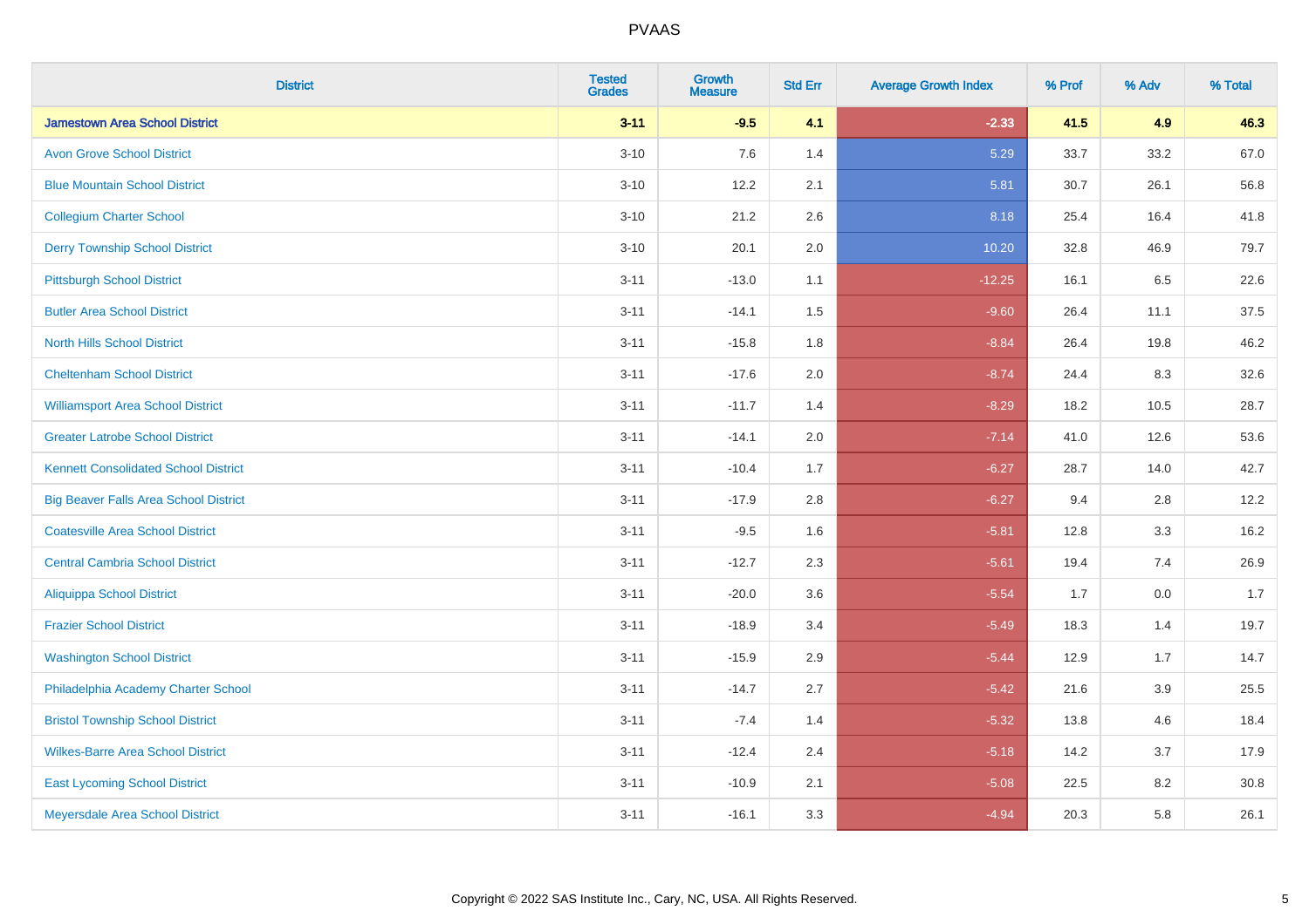| District | Tested Grades | Growth Measure | Std Err | Average Growth Index | % Prof | % Adv | % Total |
|---|---|---|---|---|---|---|---|
| **Jamestown Area School District** | **3-11** | **-9.5** | **4.1** | **-2.33** | **41.5** | **4.9** | **46.3** |
| Avon Grove School District | 3-10 | 7.6 | 1.4 | 5.29 | 33.7 | 33.2 | 67.0 |
| Blue Mountain School District | 3-10 | 12.2 | 2.1 | 5.81 | 30.7 | 26.1 | 56.8 |
| Collegium Charter School | 3-10 | 21.2 | 2.6 | 8.18 | 25.4 | 16.4 | 41.8 |
| Derry Township School District | 3-10 | 20.1 | 2.0 | 10.20 | 32.8 | 46.9 | 79.7 |
| Pittsburgh School District | 3-11 | -13.0 | 1.1 | -12.25 | 16.1 | 6.5 | 22.6 |
| Butler Area School District | 3-11 | -14.1 | 1.5 | -9.60 | 26.4 | 11.1 | 37.5 |
| North Hills School District | 3-11 | -15.8 | 1.8 | -8.84 | 26.4 | 19.8 | 46.2 |
| Cheltenham School District | 3-11 | -17.6 | 2.0 | -8.74 | 24.4 | 8.3 | 32.6 |
| Williamsport Area School District | 3-11 | -11.7 | 1.4 | -8.29 | 18.2 | 10.5 | 28.7 |
| Greater Latrobe School District | 3-11 | -14.1 | 2.0 | -7.14 | 41.0 | 12.6 | 53.6 |
| Kennett Consolidated School District | 3-11 | -10.4 | 1.7 | -6.27 | 28.7 | 14.0 | 42.7 |
| Big Beaver Falls Area School District | 3-11 | -17.9 | 2.8 | -6.27 | 9.4 | 2.8 | 12.2 |
| Coatesville Area School District | 3-11 | -9.5 | 1.6 | -5.81 | 12.8 | 3.3 | 16.2 |
| Central Cambria School District | 3-11 | -12.7 | 2.3 | -5.61 | 19.4 | 7.4 | 26.9 |
| Aliquippa School District | 3-11 | -20.0 | 3.6 | -5.54 | 1.7 | 0.0 | 1.7 |
| Frazier School District | 3-11 | -18.9 | 3.4 | -5.49 | 18.3 | 1.4 | 19.7 |
| Washington School District | 3-11 | -15.9 | 2.9 | -5.44 | 12.9 | 1.7 | 14.7 |
| Philadelphia Academy Charter School | 3-11 | -14.7 | 2.7 | -5.42 | 21.6 | 3.9 | 25.5 |
| Bristol Township School District | 3-11 | -7.4 | 1.4 | -5.32 | 13.8 | 4.6 | 18.4 |
| Wilkes-Barre Area School District | 3-11 | -12.4 | 2.4 | -5.18 | 14.2 | 3.7 | 17.9 |
| East Lycoming School District | 3-11 | -10.9 | 2.1 | -5.08 | 22.5 | 8.2 | 30.8 |
| Meyersdale Area School District | 3-11 | -16.1 | 3.3 | -4.94 | 20.3 | 5.8 | 26.1 |

Copyright © 2022 SAS Institute Inc., Cary, NC, USA. All Rights Reserved.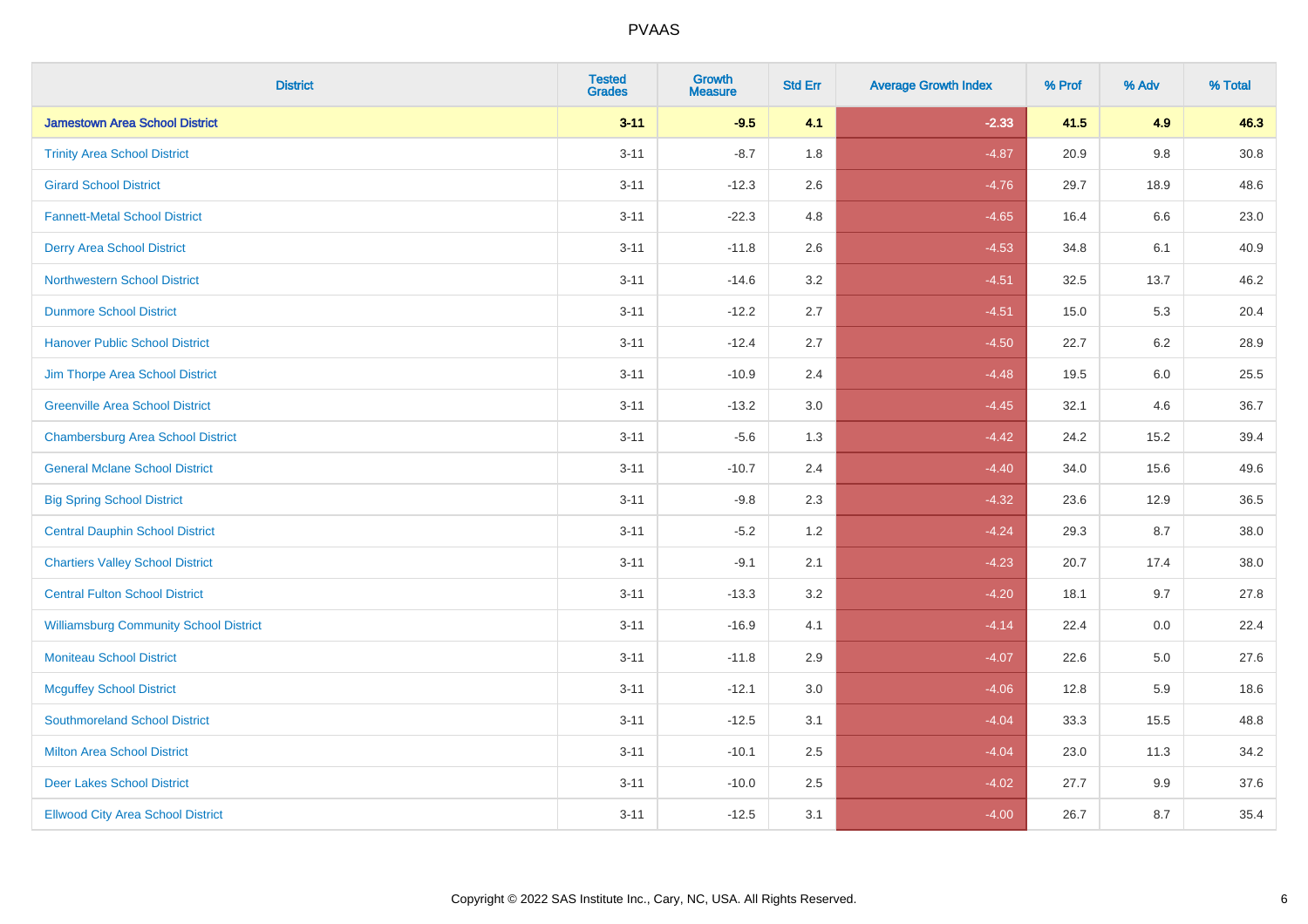PVAAS

| District | Tested Grades | Growth Measure | Std Err | Average Growth Index | % Prof | % Adv | % Total |
|---|---|---|---|---|---|---|---|
| **Jamestown Area School District** | **3-11** | **-9.5** | **4.1** | **-2.33** | **41.5** | **4.9** | **46.3** |
| Trinity Area School District | 3-11 | -8.7 | 1.8 | -4.87 | 20.9 | 9.8 | 30.8 |
| Girard School District | 3-11 | -12.3 | 2.6 | -4.76 | 29.7 | 18.9 | 48.6 |
| Fannett-Metal School District | 3-11 | -22.3 | 4.8 | -4.65 | 16.4 | 6.6 | 23.0 |
| Derry Area School District | 3-11 | -11.8 | 2.6 | -4.53 | 34.8 | 6.1 | 40.9 |
| Northwestern School District | 3-11 | -14.6 | 3.2 | -4.51 | 32.5 | 13.7 | 46.2 |
| Dunmore School District | 3-11 | -12.2 | 2.7 | -4.51 | 15.0 | 5.3 | 20.4 |
| Hanover Public School District | 3-11 | -12.4 | 2.7 | -4.50 | 22.7 | 6.2 | 28.9 |
| Jim Thorpe Area School District | 3-11 | -10.9 | 2.4 | -4.48 | 19.5 | 6.0 | 25.5 |
| Greenville Area School District | 3-11 | -13.2 | 3.0 | -4.45 | 32.1 | 4.6 | 36.7 |
| Chambersburg Area School District | 3-11 | -5.6 | 1.3 | -4.42 | 24.2 | 15.2 | 39.4 |
| General Mclane School District | 3-11 | -10.7 | 2.4 | -4.40 | 34.0 | 15.6 | 49.6 |
| Big Spring School District | 3-11 | -9.8 | 2.3 | -4.32 | 23.6 | 12.9 | 36.5 |
| Central Dauphin School District | 3-11 | -5.2 | 1.2 | -4.24 | 29.3 | 8.7 | 38.0 |
| Chartiers Valley School District | 3-11 | -9.1 | 2.1 | -4.23 | 20.7 | 17.4 | 38.0 |
| Central Fulton School District | 3-11 | -13.3 | 3.2 | -4.20 | 18.1 | 9.7 | 27.8 |
| Williamsburg Community School District | 3-11 | -16.9 | 4.1 | -4.14 | 22.4 | 0.0 | 22.4 |
| Moniteau School District | 3-11 | -11.8 | 2.9 | -4.07 | 22.6 | 5.0 | 27.6 |
| Mcguffey School District | 3-11 | -12.1 | 3.0 | -4.06 | 12.8 | 5.9 | 18.6 |
| Southmoreland School District | 3-11 | -12.5 | 3.1 | -4.04 | 33.3 | 15.5 | 48.8 |
| Milton Area School District | 3-11 | -10.1 | 2.5 | -4.04 | 23.0 | 11.3 | 34.2 |
| Deer Lakes School District | 3-11 | -10.0 | 2.5 | -4.02 | 27.7 | 9.9 | 37.6 |
| Ellwood City Area School District | 3-11 | -12.5 | 3.1 | -4.00 | 26.7 | 8.7 | 35.4 |

Copyright © 2022 SAS Institute Inc., Cary, NC, USA. All Rights Reserved.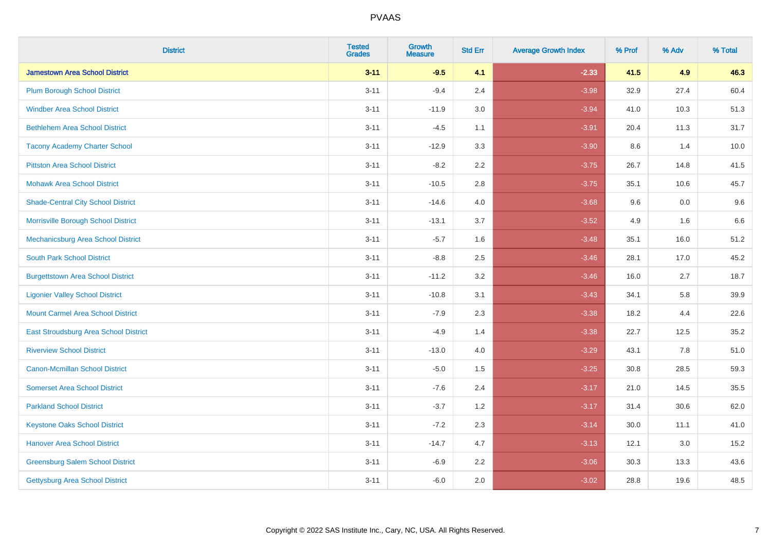PVAAS

| District | Tested Grades | Growth Measure | Std Err | Average Growth Index | % Prof | % Adv | % Total |
|---|---|---|---|---|---|---|---|
| **Jamestown Area School District** | **3-11** | **-9.5** | **4.1** | **-2.33** | **41.5** | **4.9** | **46.3** |
| Plum Borough School District | 3-11 | -9.4 | 2.4 | -3.98 | 32.9 | 27.4 | 60.4 |
| Windber Area School District | 3-11 | -11.9 | 3.0 | -3.94 | 41.0 | 10.3 | 51.3 |
| Bethlehem Area School District | 3-11 | -4.5 | 1.1 | -3.91 | 20.4 | 11.3 | 31.7 |
| Tacony Academy Charter School | 3-11 | -12.9 | 3.3 | -3.90 | 8.6 | 1.4 | 10.0 |
| Pittston Area School District | 3-11 | -8.2 | 2.2 | -3.75 | 26.7 | 14.8 | 41.5 |
| Mohawk Area School District | 3-11 | -10.5 | 2.8 | -3.75 | 35.1 | 10.6 | 45.7 |
| Shade-Central City School District | 3-11 | -14.6 | 4.0 | -3.68 | 9.6 | 0.0 | 9.6 |
| Morrisville Borough School District | 3-11 | -13.1 | 3.7 | -3.52 | 4.9 | 1.6 | 6.6 |
| Mechanicsburg Area School District | 3-11 | -5.7 | 1.6 | -3.48 | 35.1 | 16.0 | 51.2 |
| South Park School District | 3-11 | -8.8 | 2.5 | -3.46 | 28.1 | 17.0 | 45.2 |
| Burgettstown Area School District | 3-11 | -11.2 | 3.2 | -3.46 | 16.0 | 2.7 | 18.7 |
| Ligonier Valley School District | 3-11 | -10.8 | 3.1 | -3.43 | 34.1 | 5.8 | 39.9 |
| Mount Carmel Area School District | 3-11 | -7.9 | 2.3 | -3.38 | 18.2 | 4.4 | 22.6 |
| East Stroudsburg Area School District | 3-11 | -4.9 | 1.4 | -3.38 | 22.7 | 12.5 | 35.2 |
| Riverview School District | 3-11 | -13.0 | 4.0 | -3.29 | 43.1 | 7.8 | 51.0 |
| Canon-Mcmillan School District | 3-11 | -5.0 | 1.5 | -3.25 | 30.8 | 28.5 | 59.3 |
| Somerset Area School District | 3-11 | -7.6 | 2.4 | -3.17 | 21.0 | 14.5 | 35.5 |
| Parkland School District | 3-11 | -3.7 | 1.2 | -3.17 | 31.4 | 30.6 | 62.0 |
| Keystone Oaks School District | 3-11 | -7.2 | 2.3 | -3.14 | 30.0 | 11.1 | 41.0 |
| Hanover Area School District | 3-11 | -14.7 | 4.7 | -3.13 | 12.1 | 3.0 | 15.2 |
| Greensburg Salem School District | 3-11 | -6.9 | 2.2 | -3.06 | 30.3 | 13.3 | 43.6 |
| Gettysburg Area School District | 3-11 | -6.0 | 2.0 | -3.02 | 28.8 | 19.6 | 48.5 |

Copyright © 2022 SAS Institute Inc., Cary, NC, USA. All Rights Reserved.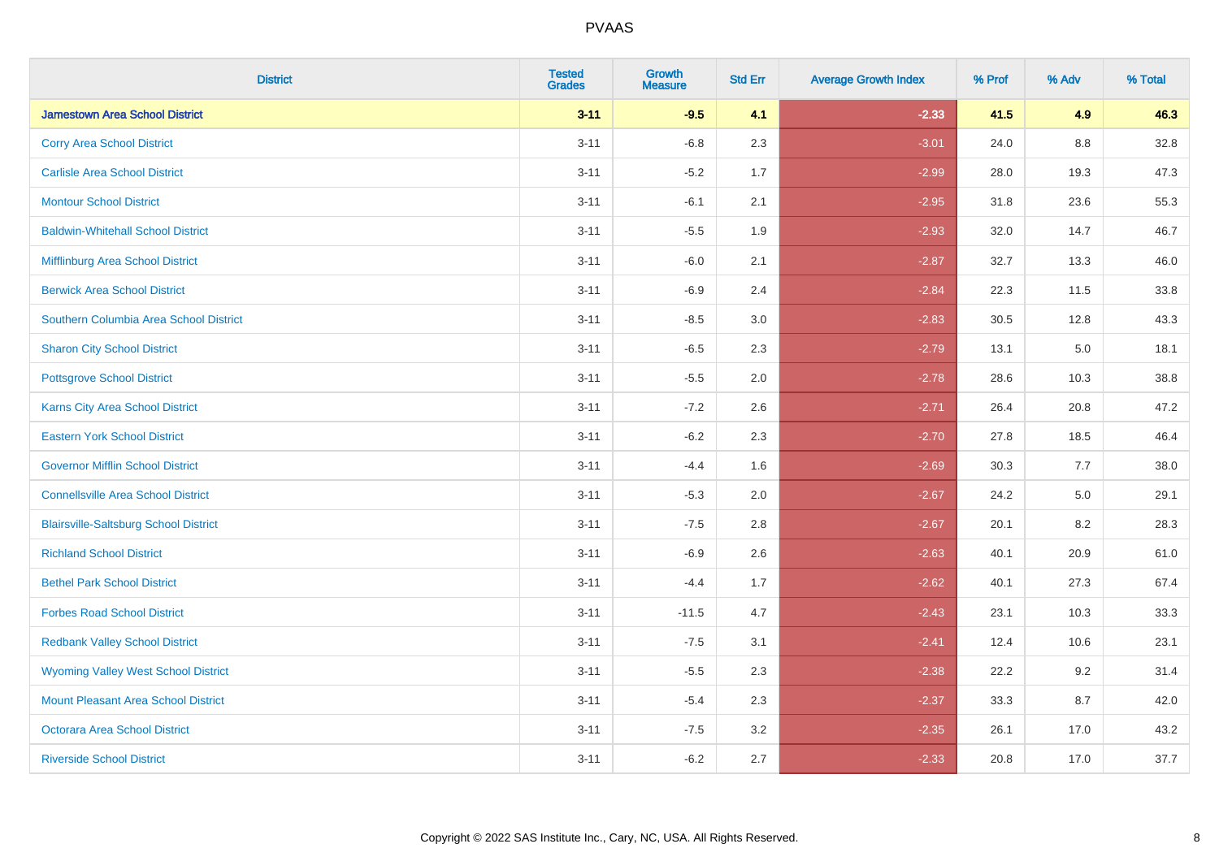# PVAAS

| District | Tested Grades | Growth Measure | Std Err | Average Growth Index | % Prof | % Adv | % Total |
|---|---|---|---|---|---|---|---|
| **Jamestown Area School District** | **3-11** | **-9.5** | **4.1** | **-2.33** | **41.5** | **4.9** | **46.3** |
| Corry Area School District | 3-11 | -6.8 | 2.3 | -3.01 | 24.0 | 8.8 | 32.8 |
| Carlisle Area School District | 3-11 | -5.2 | 1.7 | -2.99 | 28.0 | 19.3 | 47.3 |
| Montour School District | 3-11 | -6.1 | 2.1 | -2.95 | 31.8 | 23.6 | 55.3 |
| Baldwin-Whitehall School District | 3-11 | -5.5 | 1.9 | -2.93 | 32.0 | 14.7 | 46.7 |
| Mifflinburg Area School District | 3-11 | -6.0 | 2.1 | -2.87 | 32.7 | 13.3 | 46.0 |
| Berwick Area School District | 3-11 | -6.9 | 2.4 | -2.84 | 22.3 | 11.5 | 33.8 |
| Southern Columbia Area School District | 3-11 | -8.5 | 3.0 | -2.83 | 30.5 | 12.8 | 43.3 |
| Sharon City School District | 3-11 | -6.5 | 2.3 | -2.79 | 13.1 | 5.0 | 18.1 |
| Pottsgrove School District | 3-11 | -5.5 | 2.0 | -2.78 | 28.6 | 10.3 | 38.8 |
| Karns City Area School District | 3-11 | -7.2 | 2.6 | -2.71 | 26.4 | 20.8 | 47.2 |
| Eastern York School District | 3-11 | -6.2 | 2.3 | -2.70 | 27.8 | 18.5 | 46.4 |
| Governor Mifflin School District | 3-11 | -4.4 | 1.6 | -2.69 | 30.3 | 7.7 | 38.0 |
| Connellsville Area School District | 3-11 | -5.3 | 2.0 | -2.67 | 24.2 | 5.0 | 29.1 |
| Blairsville-Saltsburg School District | 3-11 | -7.5 | 2.8 | -2.67 | 20.1 | 8.2 | 28.3 |
| Richland School District | 3-11 | -6.9 | 2.6 | -2.63 | 40.1 | 20.9 | 61.0 |
| Bethel Park School District | 3-11 | -4.4 | 1.7 | -2.62 | 40.1 | 27.3 | 67.4 |
| Forbes Road School District | 3-11 | -11.5 | 4.7 | -2.43 | 23.1 | 10.3 | 33.3 |
| Redbank Valley School District | 3-11 | -7.5 | 3.1 | -2.41 | 12.4 | 10.6 | 23.1 |
| Wyoming Valley West School District | 3-11 | -5.5 | 2.3 | -2.38 | 22.2 | 9.2 | 31.4 |
| Mount Pleasant Area School District | 3-11 | -5.4 | 2.3 | -2.37 | 33.3 | 8.7 | 42.0 |
| Octorara Area School District | 3-11 | -7.5 | 3.2 | -2.35 | 26.1 | 17.0 | 43.2 |
| Riverside School District | 3-11 | -6.2 | 2.7 | -2.33 | 20.8 | 17.0 | 37.7 |

Copyright © 2022 SAS Institute Inc., Cary, NC, USA. All Rights Reserved.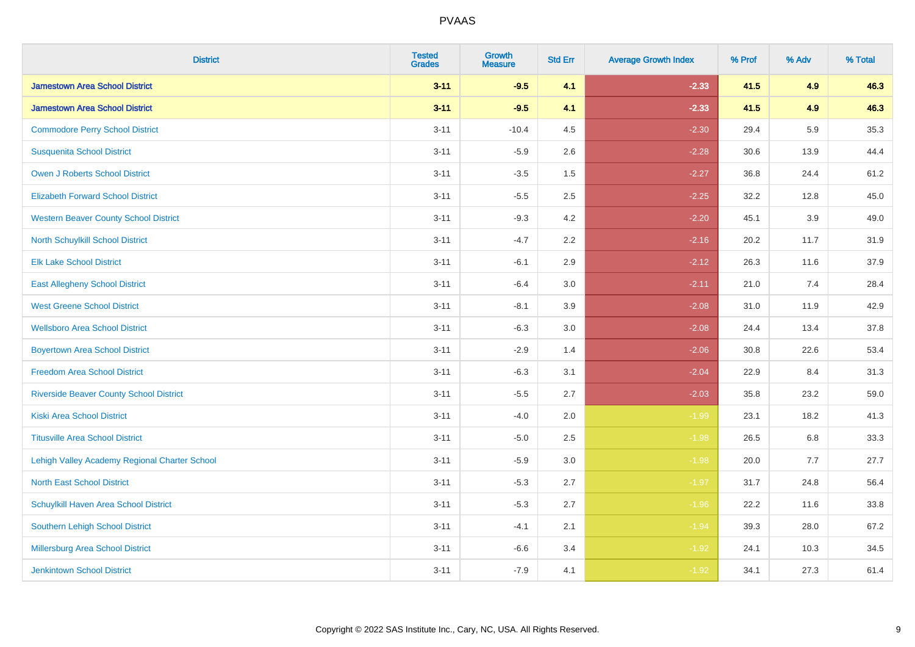| District | Tested Grades | Growth Measure | Std Err | Average Growth Index | % Prof | % Adv | % Total |
|---|---|---|---|---|---|---|---|
| **Jamestown Area School District** | **3-11** | **-9.5** | **4.1** | **-2.33** | **41.5** | **4.9** | **46.3** |
| **Jamestown Area School District** | **3-11** | **-9.5** | **4.1** | **-2.33** | **41.5** | **4.9** | **46.3** |
| Commodore Perry School District | 3-11 | -10.4 | 4.5 | -2.30 | 29.4 | 5.9 | 35.3 |
| Susquenita School District | 3-11 | -5.9 | 2.6 | -2.28 | 30.6 | 13.9 | 44.4 |
| Owen J Roberts School District | 3-11 | -3.5 | 1.5 | -2.27 | 36.8 | 24.4 | 61.2 |
| Elizabeth Forward School District | 3-11 | -5.5 | 2.5 | -2.25 | 32.2 | 12.8 | 45.0 |
| Western Beaver County School District | 3-11 | -9.3 | 4.2 | -2.20 | 45.1 | 3.9 | 49.0 |
| North Schuylkill School District | 3-11 | -4.7 | 2.2 | -2.16 | 20.2 | 11.7 | 31.9 |
| Elk Lake School District | 3-11 | -6.1 | 2.9 | -2.12 | 26.3 | 11.6 | 37.9 |
| East Allegheny School District | 3-11 | -6.4 | 3.0 | -2.11 | 21.0 | 7.4 | 28.4 |
| West Greene School District | 3-11 | -8.1 | 3.9 | -2.08 | 31.0 | 11.9 | 42.9 |
| Wellsboro Area School District | 3-11 | -6.3 | 3.0 | -2.08 | 24.4 | 13.4 | 37.8 |
| Boyertown Area School District | 3-11 | -2.9 | 1.4 | -2.06 | 30.8 | 22.6 | 53.4 |
| Freedom Area School District | 3-11 | -6.3 | 3.1 | -2.04 | 22.9 | 8.4 | 31.3 |
| Riverside Beaver County School District | 3-11 | -5.5 | 2.7 | -2.03 | 35.8 | 23.2 | 59.0 |
| Kiski Area School District | 3-11 | -4.0 | 2.0 | -1.99 | 23.1 | 18.2 | 41.3 |
| Titusville Area School District | 3-11 | -5.0 | 2.5 | -1.98 | 26.5 | 6.8 | 33.3 |
| Lehigh Valley Academy Regional Charter School | 3-11 | -5.9 | 3.0 | -1.98 | 20.0 | 7.7 | 27.7 |
| North East School District | 3-11 | -5.3 | 2.7 | -1.97 | 31.7 | 24.8 | 56.4 |
| Schuylkill Haven Area School District | 3-11 | -5.3 | 2.7 | -1.96 | 22.2 | 11.6 | 33.8 |
| Southern Lehigh School District | 3-11 | -4.1 | 2.1 | -1.94 | 39.3 | 28.0 | 67.2 |
| Millersburg Area School District | 3-11 | -6.6 | 3.4 | -1.92 | 24.1 | 10.3 | 34.5 |
| Jenkintown School District | 3-11 | -7.9 | 4.1 | -1.92 | 34.1 | 27.3 | 61.4 |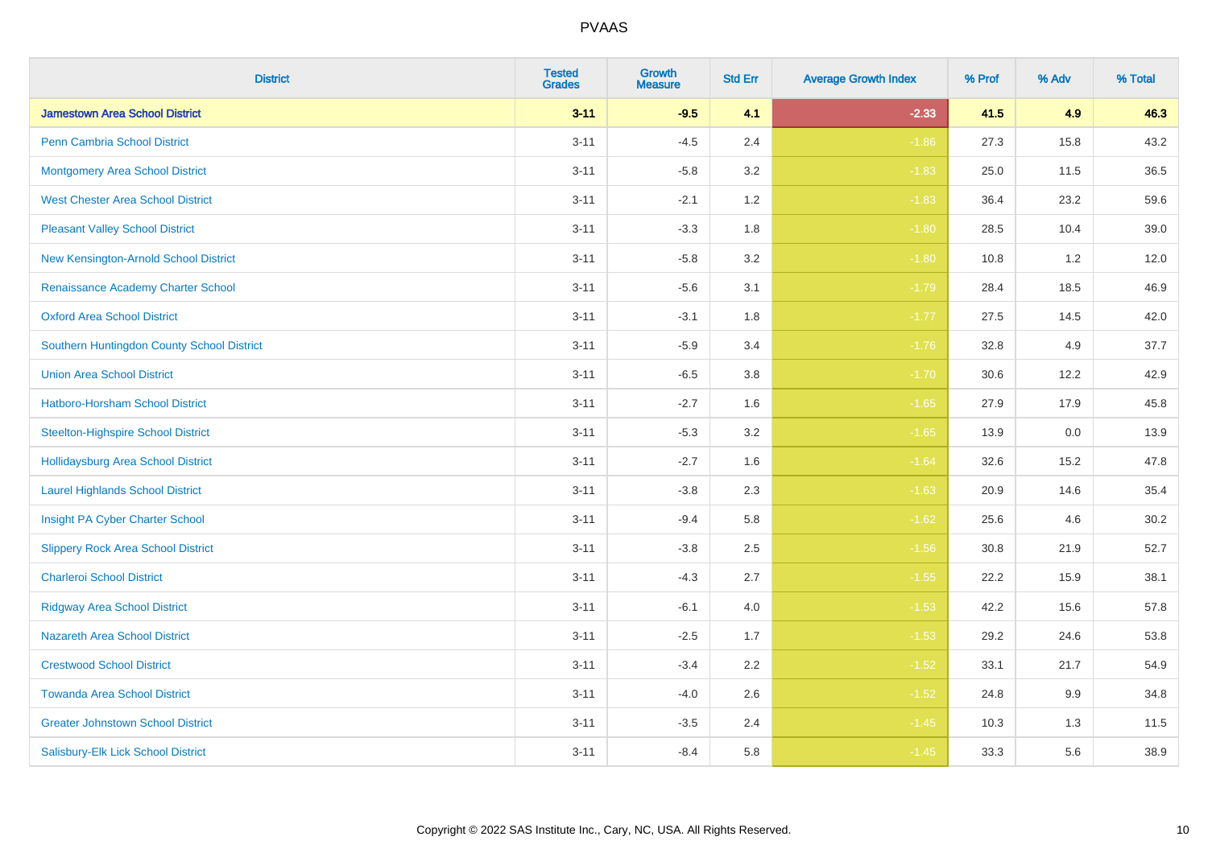| District | Tested Grades | Growth Measure | Std Err | Average Growth Index | % Prof | % Adv | % Total |
|---|---|---|---|---|---|---|---|
| **Jamestown Area School District** | **3-11** | **-9.5** | **4.1** | **-2.33** | **41.5** | **4.9** | **46.3** |
| Penn Cambria School District | 3-11 | -4.5 | 2.4 | -1.86 | 27.3 | 15.8 | 43.2 |
| Montgomery Area School District | 3-11 | -5.8 | 3.2 | -1.83 | 25.0 | 11.5 | 36.5 |
| West Chester Area School District | 3-11 | -2.1 | 1.2 | -1.83 | 36.4 | 23.2 | 59.6 |
| Pleasant Valley School District | 3-11 | -3.3 | 1.8 | -1.80 | 28.5 | 10.4 | 39.0 |
| New Kensington-Arnold School District | 3-11 | -5.8 | 3.2 | -1.80 | 10.8 | 1.2 | 12.0 |
| Renaissance Academy Charter School | 3-11 | -5.6 | 3.1 | -1.79 | 28.4 | 18.5 | 46.9 |
| Oxford Area School District | 3-11 | -3.1 | 1.8 | -1.77 | 27.5 | 14.5 | 42.0 |
| Southern Huntingdon County School District | 3-11 | -5.9 | 3.4 | -1.76 | 32.8 | 4.9 | 37.7 |
| Union Area School District | 3-11 | -6.5 | 3.8 | -1.70 | 30.6 | 12.2 | 42.9 |
| Hatboro-Horsham School District | 3-11 | -2.7 | 1.6 | -1.65 | 27.9 | 17.9 | 45.8 |
| Steelton-Highspire School District | 3-11 | -5.3 | 3.2 | -1.65 | 13.9 | 0.0 | 13.9 |
| Hollidaysburg Area School District | 3-11 | -2.7 | 1.6 | -1.64 | 32.6 | 15.2 | 47.8 |
| Laurel Highlands School District | 3-11 | -3.8 | 2.3 | -1.63 | 20.9 | 14.6 | 35.4 |
| Insight PA Cyber Charter School | 3-11 | -9.4 | 5.8 | -1.62 | 25.6 | 4.6 | 30.2 |
| Slippery Rock Area School District | 3-11 | -3.8 | 2.5 | -1.56 | 30.8 | 21.9 | 52.7 |
| Charleroi School District | 3-11 | -4.3 | 2.7 | -1.55 | 22.2 | 15.9 | 38.1 |
| Ridgway Area School District | 3-11 | -6.1 | 4.0 | -1.53 | 42.2 | 15.6 | 57.8 |
| Nazareth Area School District | 3-11 | -2.5 | 1.7 | -1.53 | 29.2 | 24.6 | 53.8 |
| Crestwood School District | 3-11 | -3.4 | 2.2 | -1.52 | 33.1 | 21.7 | 54.9 |
| Towanda Area School District | 3-11 | -4.0 | 2.6 | -1.52 | 24.8 | 9.9 | 34.8 |
| Greater Johnstown School District | 3-11 | -3.5 | 2.4 | -1.45 | 10.3 | 1.3 | 11.5 |
| Salisbury-Elk Lick School District | 3-11 | -8.4 | 5.8 | -1.45 | 33.3 | 5.6 | 38.9 |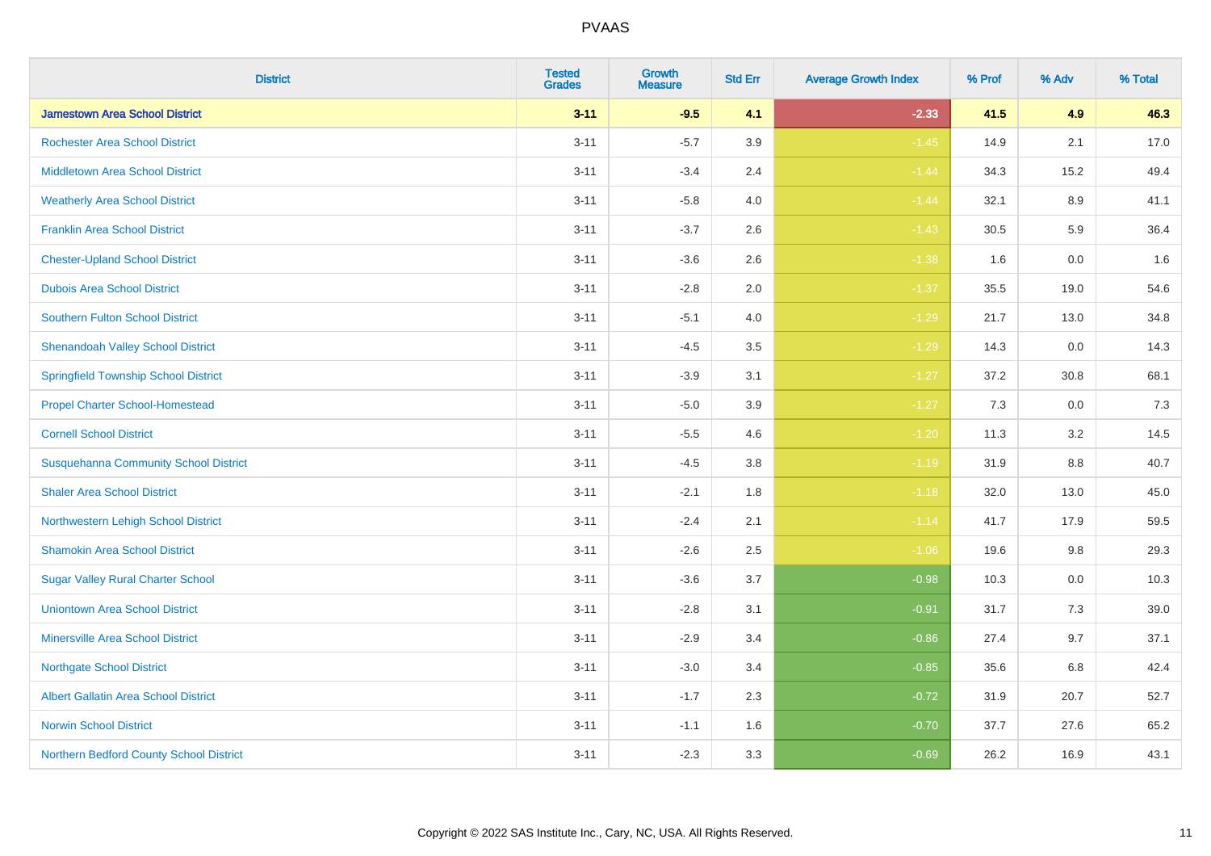| District | Tested Grades | Growth Measure | Std Err | Average Growth Index | % Prof | % Adv | % Total |
|---|---|---|---|---|---|---|---|
| **Jamestown Area School District** | **3-11** | **-9.5** | **4.1** | **-2.33** | **41.5** | **4.9** | **46.3** |
| Rochester Area School District | 3-11 | -5.7 | 3.9 | -1.45 | 14.9 | 2.1 | 17.0 |
| Middletown Area School District | 3-11 | -3.4 | 2.4 | -1.44 | 34.3 | 15.2 | 49.4 |
| Weatherly Area School District | 3-11 | -5.8 | 4.0 | -1.44 | 32.1 | 8.9 | 41.1 |
| Franklin Area School District | 3-11 | -3.7 | 2.6 | -1.43 | 30.5 | 5.9 | 36.4 |
| Chester-Upland School District | 3-11 | -3.6 | 2.6 | -1.38 | 1.6 | 0.0 | 1.6 |
| Dubois Area School District | 3-11 | -2.8 | 2.0 | -1.37 | 35.5 | 19.0 | 54.6 |
| Southern Fulton School District | 3-11 | -5.1 | 4.0 | -1.29 | 21.7 | 13.0 | 34.8 |
| Shenandoah Valley School District | 3-11 | -4.5 | 3.5 | -1.29 | 14.3 | 0.0 | 14.3 |
| Springfield Township School District | 3-11 | -3.9 | 3.1 | -1.27 | 37.2 | 30.8 | 68.1 |
| Propel Charter School-Homestead | 3-11 | -5.0 | 3.9 | -1.27 | 7.3 | 0.0 | 7.3 |
| Cornell School District | 3-11 | -5.5 | 4.6 | -1.20 | 11.3 | 3.2 | 14.5 |
| Susquehanna Community School District | 3-11 | -4.5 | 3.8 | -1.19 | 31.9 | 8.8 | 40.7 |
| Shaler Area School District | 3-11 | -2.1 | 1.8 | -1.18 | 32.0 | 13.0 | 45.0 |
| Northwestern Lehigh School District | 3-11 | -2.4 | 2.1 | -1.14 | 41.7 | 17.9 | 59.5 |
| Shamokin Area School District | 3-11 | -2.6 | 2.5 | -1.06 | 19.6 | 9.8 | 29.3 |
| Sugar Valley Rural Charter School | 3-11 | -3.6 | 3.7 | -0.98 | 10.3 | 0.0 | 10.3 |
| Uniontown Area School District | 3-11 | -2.8 | 3.1 | -0.91 | 31.7 | 7.3 | 39.0 |
| Minersville Area School District | 3-11 | -2.9 | 3.4 | -0.86 | 27.4 | 9.7 | 37.1 |
| Northgate School District | 3-11 | -3.0 | 3.4 | -0.85 | 35.6 | 6.8 | 42.4 |
| Albert Gallatin Area School District | 3-11 | -1.7 | 2.3 | -0.72 | 31.9 | 20.7 | 52.7 |
| Norwin School District | 3-11 | -1.1 | 1.6 | -0.70 | 37.7 | 27.6 | 65.2 |
| Northern Bedford County School District | 3-11 | -2.3 | 3.3 | -0.69 | 26.2 | 16.9 | 43.1 |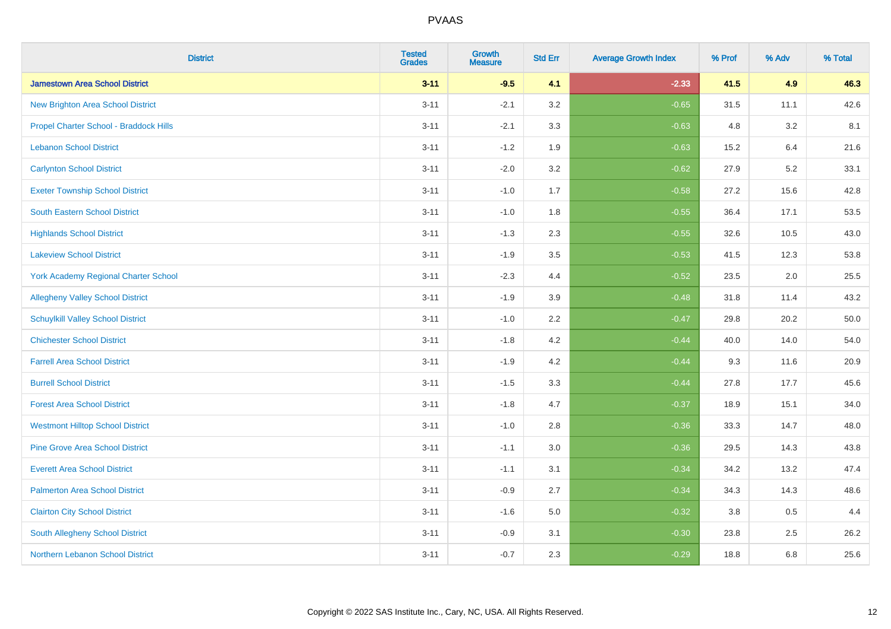| District | Tested Grades | Growth Measure | Std Err | Average Growth Index | % Prof | % Adv | % Total |
|---|---|---|---|---|---|---|---|
| **Jamestown Area School District** | **3-11** | **-9.5** | **4.1** | **-2.33** | **41.5** | **4.9** | **46.3** |
| New Brighton Area School District | 3-11 | -2.1 | 3.2 | -0.65 | 31.5 | 11.1 | 42.6 |
| Propel Charter School - Braddock Hills | 3-11 | -2.1 | 3.3 | -0.63 | 4.8 | 3.2 | 8.1 |
| Lebanon School District | 3-11 | -1.2 | 1.9 | -0.63 | 15.2 | 6.4 | 21.6 |
| Carlynton School District | 3-11 | -2.0 | 3.2 | -0.62 | 27.9 | 5.2 | 33.1 |
| Exeter Township School District | 3-11 | -1.0 | 1.7 | -0.58 | 27.2 | 15.6 | 42.8 |
| South Eastern School District | 3-11 | -1.0 | 1.8 | -0.55 | 36.4 | 17.1 | 53.5 |
| Highlands School District | 3-11 | -1.3 | 2.3 | -0.55 | 32.6 | 10.5 | 43.0 |
| Lakeview School District | 3-11 | -1.9 | 3.5 | -0.53 | 41.5 | 12.3 | 53.8 |
| York Academy Regional Charter School | 3-11 | -2.3 | 4.4 | -0.52 | 23.5 | 2.0 | 25.5 |
| Allegheny Valley School District | 3-11 | -1.9 | 3.9 | -0.48 | 31.8 | 11.4 | 43.2 |
| Schuylkill Valley School District | 3-11 | -1.0 | 2.2 | -0.47 | 29.8 | 20.2 | 50.0 |
| Chichester School District | 3-11 | -1.8 | 4.2 | -0.44 | 40.0 | 14.0 | 54.0 |
| Farrell Area School District | 3-11 | -1.9 | 4.2 | -0.44 | 9.3 | 11.6 | 20.9 |
| Burrell School District | 3-11 | -1.5 | 3.3 | -0.44 | 27.8 | 17.7 | 45.6 |
| Forest Area School District | 3-11 | -1.8 | 4.7 | -0.37 | 18.9 | 15.1 | 34.0 |
| Westmont Hilltop School District | 3-11 | -1.0 | 2.8 | -0.36 | 33.3 | 14.7 | 48.0 |
| Pine Grove Area School District | 3-11 | -1.1 | 3.0 | -0.36 | 29.5 | 14.3 | 43.8 |
| Everett Area School District | 3-11 | -1.1 | 3.1 | -0.34 | 34.2 | 13.2 | 47.4 |
| Palmerton Area School District | 3-11 | -0.9 | 2.7 | -0.34 | 34.3 | 14.3 | 48.6 |
| Clairton City School District | 3-11 | -1.6 | 5.0 | -0.32 | 3.8 | 0.5 | 4.4 |
| South Allegheny School District | 3-11 | -0.9 | 3.1 | -0.30 | 23.8 | 2.5 | 26.2 |
| Northern Lebanon School District | 3-11 | -0.7 | 2.3 | -0.29 | 18.8 | 6.8 | 25.6 |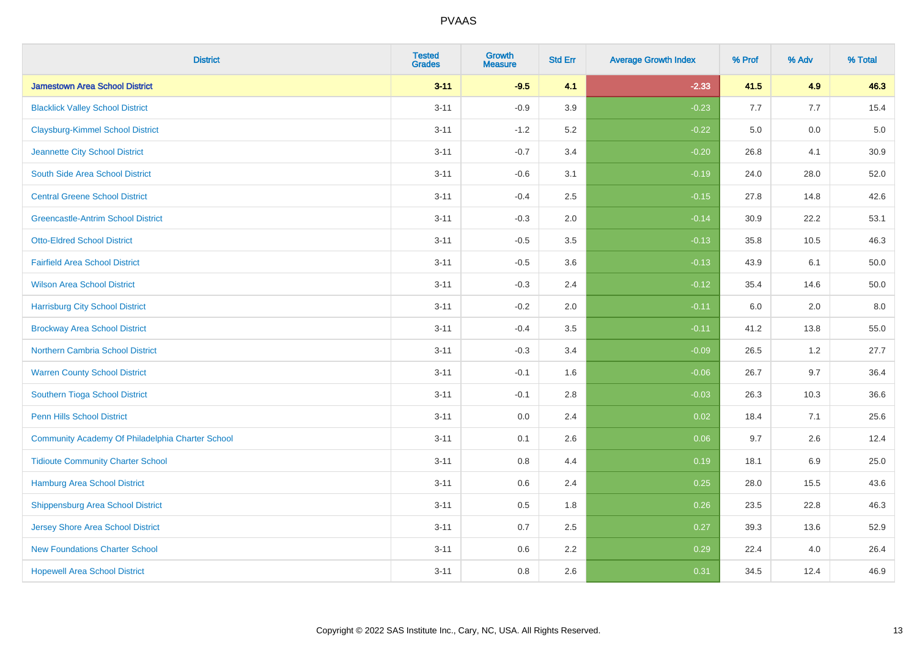| District | Tested Grades | Growth Measure | Std Err | Average Growth Index | % Prof | % Adv | % Total |
|---|---|---|---|---|---|---|---|
| **Jamestown Area School District** | **3-11** | **-9.5** | **4.1** | **-2.33** | **41.5** | **4.9** | **46.3** |
| Blacklick Valley School District | 3-11 | -0.9 | 3.9 | -0.23 | 7.7 | 7.7 | 15.4 |
| Claysburg-Kimmel School District | 3-11 | -1.2 | 5.2 | -0.22 | 5.0 | 0.0 | 5.0 |
| Jeannette City School District | 3-11 | -0.7 | 3.4 | -0.20 | 26.8 | 4.1 | 30.9 |
| South Side Area School District | 3-11 | -0.6 | 3.1 | -0.19 | 24.0 | 28.0 | 52.0 |
| Central Greene School District | 3-11 | -0.4 | 2.5 | -0.15 | 27.8 | 14.8 | 42.6 |
| Greencastle-Antrim School District | 3-11 | -0.3 | 2.0 | -0.14 | 30.9 | 22.2 | 53.1 |
| Otto-Eldred School District | 3-11 | -0.5 | 3.5 | -0.13 | 35.8 | 10.5 | 46.3 |
| Fairfield Area School District | 3-11 | -0.5 | 3.6 | -0.13 | 43.9 | 6.1 | 50.0 |
| Wilson Area School District | 3-11 | -0.3 | 2.4 | -0.12 | 35.4 | 14.6 | 50.0 |
| Harrisburg City School District | 3-11 | -0.2 | 2.0 | -0.11 | 6.0 | 2.0 | 8.0 |
| Brockway Area School District | 3-11 | -0.4 | 3.5 | -0.11 | 41.2 | 13.8 | 55.0 |
| Northern Cambria School District | 3-11 | -0.3 | 3.4 | -0.09 | 26.5 | 1.2 | 27.7 |
| Warren County School District | 3-11 | -0.1 | 1.6 | -0.06 | 26.7 | 9.7 | 36.4 |
| Southern Tioga School District | 3-11 | -0.1 | 2.8 | -0.03 | 26.3 | 10.3 | 36.6 |
| Penn Hills School District | 3-11 | 0.0 | 2.4 | 0.02 | 18.4 | 7.1 | 25.6 |
| Community Academy Of Philadelphia Charter School | 3-11 | 0.1 | 2.6 | 0.06 | 9.7 | 2.6 | 12.4 |
| Tidioute Community Charter School | 3-11 | 0.8 | 4.4 | 0.19 | 18.1 | 6.9 | 25.0 |
| Hamburg Area School District | 3-11 | 0.6 | 2.4 | 0.25 | 28.0 | 15.5 | 43.6 |
| Shippensburg Area School District | 3-11 | 0.5 | 1.8 | 0.26 | 23.5 | 22.8 | 46.3 |
| Jersey Shore Area School District | 3-11 | 0.7 | 2.5 | 0.27 | 39.3 | 13.6 | 52.9 |
| New Foundations Charter School | 3-11 | 0.6 | 2.2 | 0.29 | 22.4 | 4.0 | 26.4 |
| Hopewell Area School District | 3-11 | 0.8 | 2.6 | 0.31 | 34.5 | 12.4 | 46.9 |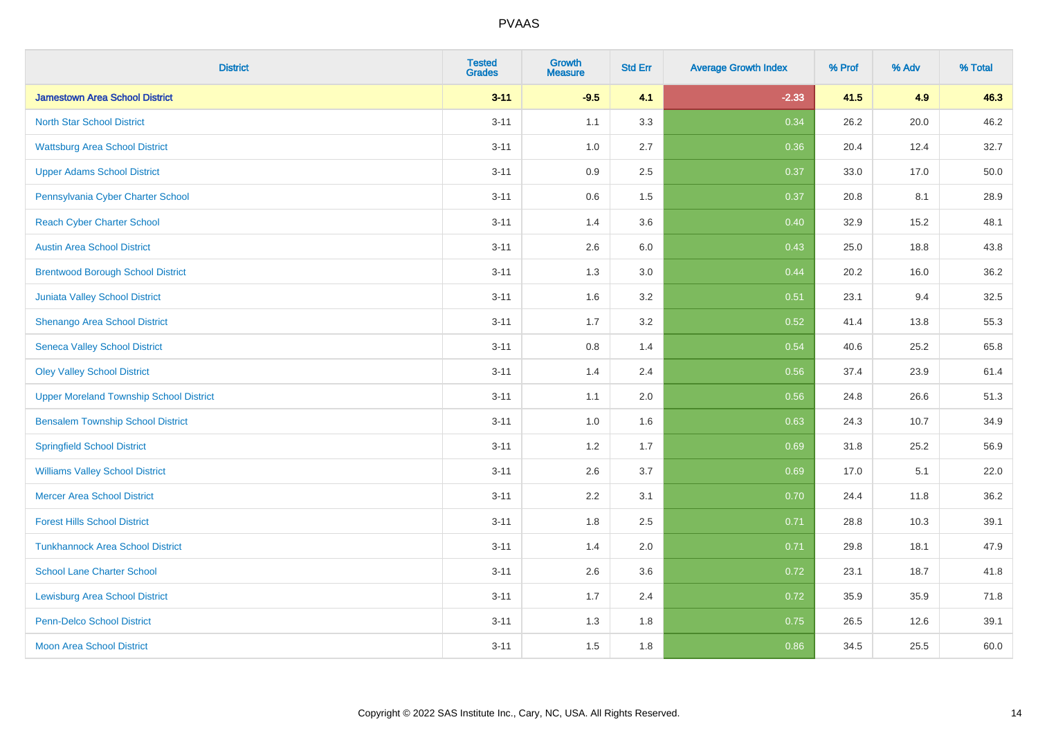| District | Tested Grades | Growth Measure | Std Err | Average Growth Index | % Prof | % Adv | % Total |
|---|---|---|---|---|---|---|---|
| **Jamestown Area School District** | **3-11** | **-9.5** | **4.1** | **-2.33** | **41.5** | **4.9** | **46.3** |
| North Star School District | 3-11 | 1.1 | 3.3 | 0.34 | 26.2 | 20.0 | 46.2 |
| Wattsburg Area School District | 3-11 | 1.0 | 2.7 | 0.36 | 20.4 | 12.4 | 32.7 |
| Upper Adams School District | 3-11 | 0.9 | 2.5 | 0.37 | 33.0 | 17.0 | 50.0 |
| Pennsylvania Cyber Charter School | 3-11 | 0.6 | 1.5 | 0.37 | 20.8 | 8.1 | 28.9 |
| Reach Cyber Charter School | 3-11 | 1.4 | 3.6 | 0.40 | 32.9 | 15.2 | 48.1 |
| Austin Area School District | 3-11 | 2.6 | 6.0 | 0.43 | 25.0 | 18.8 | 43.8 |
| Brentwood Borough School District | 3-11 | 1.3 | 3.0 | 0.44 | 20.2 | 16.0 | 36.2 |
| Juniata Valley School District | 3-11 | 1.6 | 3.2 | 0.51 | 23.1 | 9.4 | 32.5 |
| Shenango Area School District | 3-11 | 1.7 | 3.2 | 0.52 | 41.4 | 13.8 | 55.3 |
| Seneca Valley School District | 3-11 | 0.8 | 1.4 | 0.54 | 40.6 | 25.2 | 65.8 |
| Oley Valley School District | 3-11 | 1.4 | 2.4 | 0.56 | 37.4 | 23.9 | 61.4 |
| Upper Moreland Township School District | 3-11 | 1.1 | 2.0 | 0.56 | 24.8 | 26.6 | 51.3 |
| Bensalem Township School District | 3-11 | 1.0 | 1.6 | 0.63 | 24.3 | 10.7 | 34.9 |
| Springfield School District | 3-11 | 1.2 | 1.7 | 0.69 | 31.8 | 25.2 | 56.9 |
| Williams Valley School District | 3-11 | 2.6 | 3.7 | 0.69 | 17.0 | 5.1 | 22.0 |
| Mercer Area School District | 3-11 | 2.2 | 3.1 | 0.70 | 24.4 | 11.8 | 36.2 |
| Forest Hills School District | 3-11 | 1.8 | 2.5 | 0.71 | 28.8 | 10.3 | 39.1 |
| Tunkhannock Area School District | 3-11 | 1.4 | 2.0 | 0.71 | 29.8 | 18.1 | 47.9 |
| School Lane Charter School | 3-11 | 2.6 | 3.6 | 0.72 | 23.1 | 18.7 | 41.8 |
| Lewisburg Area School District | 3-11 | 1.7 | 2.4 | 0.72 | 35.9 | 35.9 | 71.8 |
| Penn-Delco School District | 3-11 | 1.3 | 1.8 | 0.75 | 26.5 | 12.6 | 39.1 |
| Moon Area School District | 3-11 | 1.5 | 1.8 | 0.86 | 34.5 | 25.5 | 60.0 |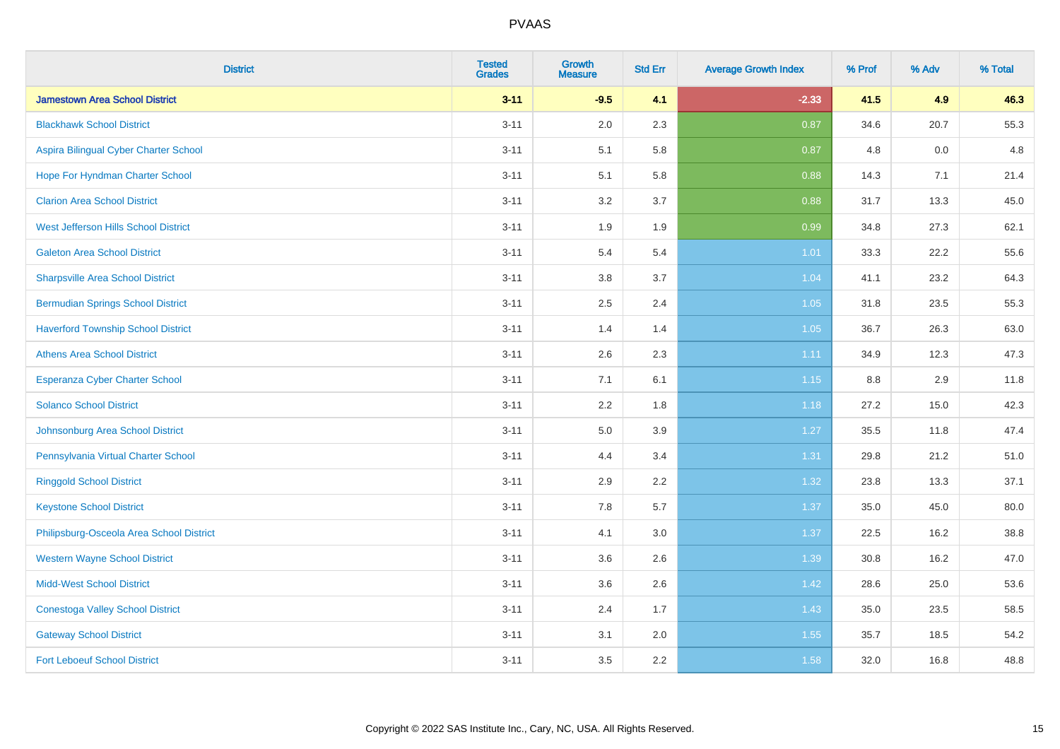# PVAAS

| District | Tested Grades | Growth Measure | Std Err | Average Growth Index | % Prof | % Adv | % Total |
|---|---|---|---|---|---|---|---|
| **Jamestown Area School District** | **3-11** | **-9.5** | **4.1** | **-2.33** | **41.5** | **4.9** | **46.3** |
| Blackhawk School District | 3-11 | 2.0 | 2.3 | 0.87 | 34.6 | 20.7 | 55.3 |
| Aspira Bilingual Cyber Charter School | 3-11 | 5.1 | 5.8 | 0.87 | 4.8 | 0.0 | 4.8 |
| Hope For Hyndman Charter School | 3-11 | 5.1 | 5.8 | 0.88 | 14.3 | 7.1 | 21.4 |
| Clarion Area School District | 3-11 | 3.2 | 3.7 | 0.88 | 31.7 | 13.3 | 45.0 |
| West Jefferson Hills School District | 3-11 | 1.9 | 1.9 | 0.99 | 34.8 | 27.3 | 62.1 |
| Galeton Area School District | 3-11 | 5.4 | 5.4 | 1.01 | 33.3 | 22.2 | 55.6 |
| Sharpsville Area School District | 3-11 | 3.8 | 3.7 | 1.04 | 41.1 | 23.2 | 64.3 |
| Bermudian Springs School District | 3-11 | 2.5 | 2.4 | 1.05 | 31.8 | 23.5 | 55.3 |
| Haverford Township School District | 3-11 | 1.4 | 1.4 | 1.05 | 36.7 | 26.3 | 63.0 |
| Athens Area School District | 3-11 | 2.6 | 2.3 | 1.11 | 34.9 | 12.3 | 47.3 |
| Esperanza Cyber Charter School | 3-11 | 7.1 | 6.1 | 1.15 | 8.8 | 2.9 | 11.8 |
| Solanco School District | 3-11 | 2.2 | 1.8 | 1.18 | 27.2 | 15.0 | 42.3 |
| Johnsonburg Area School District | 3-11 | 5.0 | 3.9 | 1.27 | 35.5 | 11.8 | 47.4 |
| Pennsylvania Virtual Charter School | 3-11 | 4.4 | 3.4 | 1.31 | 29.8 | 21.2 | 51.0 |
| Ringgold School District | 3-11 | 2.9 | 2.2 | 1.32 | 23.8 | 13.3 | 37.1 |
| Keystone School District | 3-11 | 7.8 | 5.7 | 1.37 | 35.0 | 45.0 | 80.0 |
| Philipsburg-Osceola Area School District | 3-11 | 4.1 | 3.0 | 1.37 | 22.5 | 16.2 | 38.8 |
| Western Wayne School District | 3-11 | 3.6 | 2.6 | 1.39 | 30.8 | 16.2 | 47.0 |
| Midd-West School District | 3-11 | 3.6 | 2.6 | 1.42 | 28.6 | 25.0 | 53.6 |
| Conestoga Valley School District | 3-11 | 2.4 | 1.7 | 1.43 | 35.0 | 23.5 | 58.5 |
| Gateway School District | 3-11 | 3.1 | 2.0 | 1.55 | 35.7 | 18.5 | 54.2 |
| Fort Leboeuf School District | 3-11 | 3.5 | 2.2 | 1.58 | 32.0 | 16.8 | 48.8 |

Copyright © 2022 SAS Institute Inc., Cary, NC, USA. All Rights Reserved.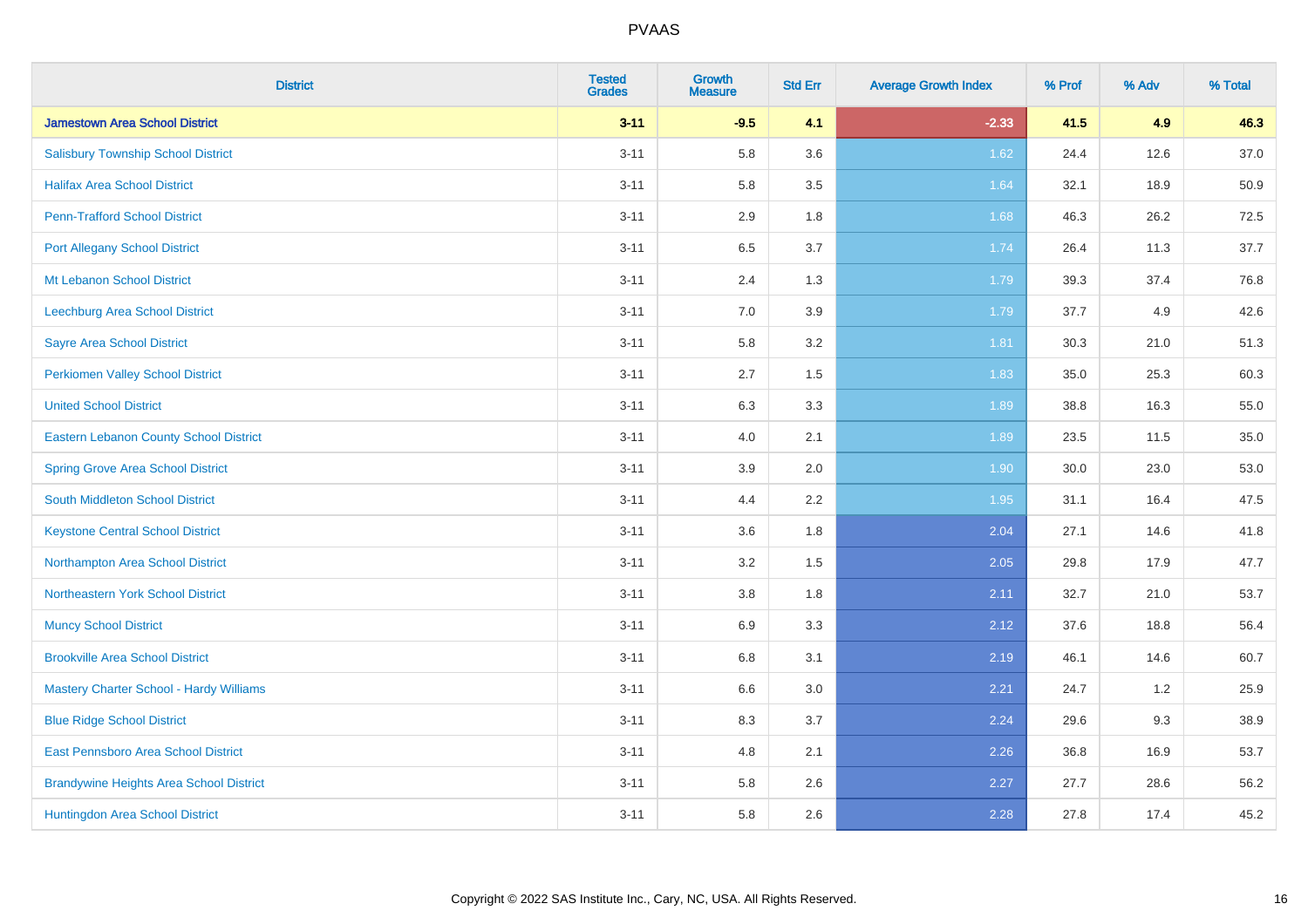# PVAAS

| District | Tested Grades | Growth Measure | Std Err | Average Growth Index | % Prof | % Adv | % Total |
|---|---|---|---|---|---|---|---|
| **Jamestown Area School District** | **3-11** | **-9.5** | **4.1** | **-2.33** | **41.5** | **4.9** | **46.3** |
| Salisbury Township School District | 3-11 | 5.8 | 3.6 | 1.62 | 24.4 | 12.6 | 37.0 |
| Halifax Area School District | 3-11 | 5.8 | 3.5 | 1.64 | 32.1 | 18.9 | 50.9 |
| Penn-Trafford School District | 3-11 | 2.9 | 1.8 | 1.68 | 46.3 | 26.2 | 72.5 |
| Port Allegany School District | 3-11 | 6.5 | 3.7 | 1.74 | 26.4 | 11.3 | 37.7 |
| Mt Lebanon School District | 3-11 | 2.4 | 1.3 | 1.79 | 39.3 | 37.4 | 76.8 |
| Leechburg Area School District | 3-11 | 7.0 | 3.9 | 1.79 | 37.7 | 4.9 | 42.6 |
| Sayre Area School District | 3-11 | 5.8 | 3.2 | 1.81 | 30.3 | 21.0 | 51.3 |
| Perkiomen Valley School District | 3-11 | 2.7 | 1.5 | 1.83 | 35.0 | 25.3 | 60.3 |
| United School District | 3-11 | 6.3 | 3.3 | 1.89 | 38.8 | 16.3 | 55.0 |
| Eastern Lebanon County School District | 3-11 | 4.0 | 2.1 | 1.89 | 23.5 | 11.5 | 35.0 |
| Spring Grove Area School District | 3-11 | 3.9 | 2.0 | 1.90 | 30.0 | 23.0 | 53.0 |
| South Middleton School District | 3-11 | 4.4 | 2.2 | 1.95 | 31.1 | 16.4 | 47.5 |
| Keystone Central School District | 3-11 | 3.6 | 1.8 | 2.04 | 27.1 | 14.6 | 41.8 |
| Northampton Area School District | 3-11 | 3.2 | 1.5 | 2.05 | 29.8 | 17.9 | 47.7 |
| Northeastern York School District | 3-11 | 3.8 | 1.8 | 2.11 | 32.7 | 21.0 | 53.7 |
| Muncy School District | 3-11 | 6.9 | 3.3 | 2.12 | 37.6 | 18.8 | 56.4 |
| Brookville Area School District | 3-11 | 6.8 | 3.1 | 2.19 | 46.1 | 14.6 | 60.7 |
| Mastery Charter School - Hardy Williams | 3-11 | 6.6 | 3.0 | 2.21 | 24.7 | 1.2 | 25.9 |
| Blue Ridge School District | 3-11 | 8.3 | 3.7 | 2.24 | 29.6 | 9.3 | 38.9 |
| East Pennsboro Area School District | 3-11 | 4.8 | 2.1 | 2.26 | 36.8 | 16.9 | 53.7 |
| Brandywine Heights Area School District | 3-11 | 5.8 | 2.6 | 2.27 | 27.7 | 28.6 | 56.2 |
| Huntingdon Area School District | 3-11 | 5.8 | 2.6 | 2.28 | 27.8 | 17.4 | 45.2 |

Copyright © 2022 SAS Institute Inc., Cary, NC, USA. All Rights Reserved.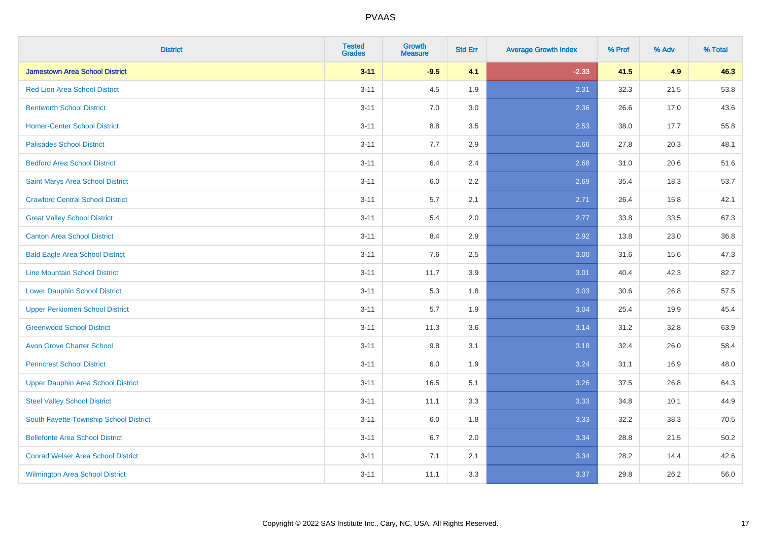PVAAS

| District | Tested Grades | Growth Measure | Std Err | Average Growth Index | % Prof | % Adv | % Total |
|---|---|---|---|---|---|---|---|
| **Jamestown Area School District** | **3-11** | **-9.5** | **4.1** | **-2.33** | **41.5** | **4.9** | **46.3** |
| Red Lion Area School District | 3-11 | 4.5 | 1.9 | 2.31 | 32.3 | 21.5 | 53.8 |
| Bentworth School District | 3-11 | 7.0 | 3.0 | 2.36 | 26.6 | 17.0 | 43.6 |
| Homer-Center School District | 3-11 | 8.8 | 3.5 | 2.53 | 38.0 | 17.7 | 55.8 |
| Palisades School District | 3-11 | 7.7 | 2.9 | 2.66 | 27.8 | 20.3 | 48.1 |
| Bedford Area School District | 3-11 | 6.4 | 2.4 | 2.68 | 31.0 | 20.6 | 51.6 |
| Saint Marys Area School District | 3-11 | 6.0 | 2.2 | 2.69 | 35.4 | 18.3 | 53.7 |
| Crawford Central School District | 3-11 | 5.7 | 2.1 | 2.71 | 26.4 | 15.8 | 42.1 |
| Great Valley School District | 3-11 | 5.4 | 2.0 | 2.77 | 33.8 | 33.5 | 67.3 |
| Canton Area School District | 3-11 | 8.4 | 2.9 | 2.92 | 13.8 | 23.0 | 36.8 |
| Bald Eagle Area School District | 3-11 | 7.6 | 2.5 | 3.00 | 31.6 | 15.6 | 47.3 |
| Line Mountain School District | 3-11 | 11.7 | 3.9 | 3.01 | 40.4 | 42.3 | 82.7 |
| Lower Dauphin School District | 3-11 | 5.3 | 1.8 | 3.03 | 30.6 | 26.8 | 57.5 |
| Upper Perkiomen School District | 3-11 | 5.7 | 1.9 | 3.04 | 25.4 | 19.9 | 45.4 |
| Greenwood School District | 3-11 | 11.3 | 3.6 | 3.14 | 31.2 | 32.8 | 63.9 |
| Avon Grove Charter School | 3-11 | 9.8 | 3.1 | 3.18 | 32.4 | 26.0 | 58.4 |
| Penncrest School District | 3-11 | 6.0 | 1.9 | 3.24 | 31.1 | 16.9 | 48.0 |
| Upper Dauphin Area School District | 3-11 | 16.5 | 5.1 | 3.26 | 37.5 | 26.8 | 64.3 |
| Steel Valley School District | 3-11 | 11.1 | 3.3 | 3.33 | 34.8 | 10.1 | 44.9 |
| South Fayette Township School District | 3-11 | 6.0 | 1.8 | 3.33 | 32.2 | 38.3 | 70.5 |
| Bellefonte Area School District | 3-11 | 6.7 | 2.0 | 3.34 | 28.8 | 21.5 | 50.2 |
| Conrad Weiser Area School District | 3-11 | 7.1 | 2.1 | 3.34 | 28.2 | 14.4 | 42.6 |
| Wilmington Area School District | 3-11 | 11.1 | 3.3 | 3.37 | 29.8 | 26.2 | 56.0 |

Copyright © 2022 SAS Institute Inc., Cary, NC, USA. All Rights Reserved.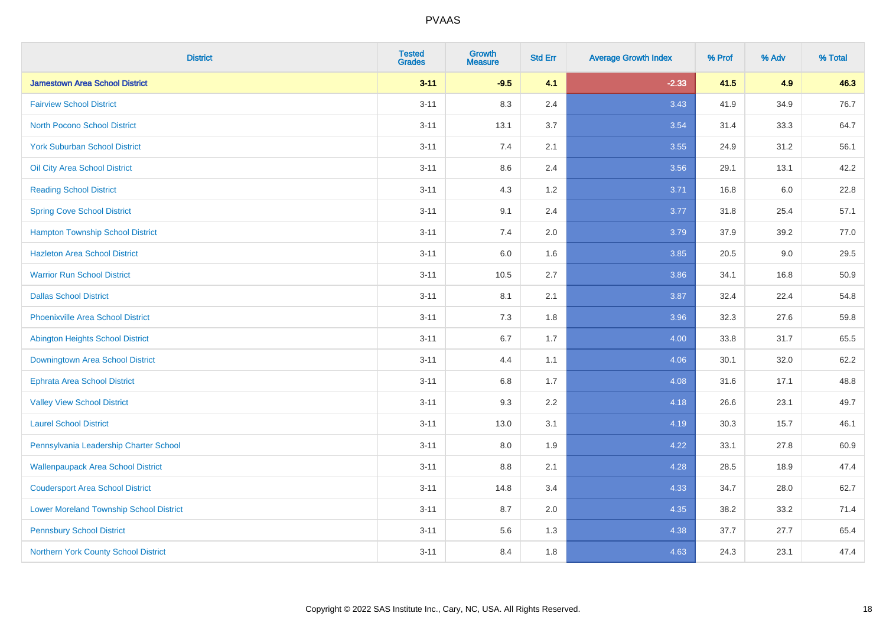| District | Tested Grades | Growth Measure | Std Err | Average Growth Index | % Prof | % Adv | % Total |
|---|---|---|---|---|---|---|---|
| **Jamestown Area School District** | **3-11** | **-9.5** | **4.1** | **-2.33** | **41.5** | **4.9** | **46.3** |
| Fairview School District | 3-11 | 8.3 | 2.4 | 3.43 | 41.9 | 34.9 | 76.7 |
| North Pocono School District | 3-11 | 13.1 | 3.7 | 3.54 | 31.4 | 33.3 | 64.7 |
| York Suburban School District | 3-11 | 7.4 | 2.1 | 3.55 | 24.9 | 31.2 | 56.1 |
| Oil City Area School District | 3-11 | 8.6 | 2.4 | 3.56 | 29.1 | 13.1 | 42.2 |
| Reading School District | 3-11 | 4.3 | 1.2 | 3.71 | 16.8 | 6.0 | 22.8 |
| Spring Cove School District | 3-11 | 9.1 | 2.4 | 3.77 | 31.8 | 25.4 | 57.1 |
| Hampton Township School District | 3-11 | 7.4 | 2.0 | 3.79 | 37.9 | 39.2 | 77.0 |
| Hazleton Area School District | 3-11 | 6.0 | 1.6 | 3.85 | 20.5 | 9.0 | 29.5 |
| Warrior Run School District | 3-11 | 10.5 | 2.7 | 3.86 | 34.1 | 16.8 | 50.9 |
| Dallas School District | 3-11 | 8.1 | 2.1 | 3.87 | 32.4 | 22.4 | 54.8 |
| Phoenixville Area School District | 3-11 | 7.3 | 1.8 | 3.96 | 32.3 | 27.6 | 59.8 |
| Abington Heights School District | 3-11 | 6.7 | 1.7 | 4.00 | 33.8 | 31.7 | 65.5 |
| Downingtown Area School District | 3-11 | 4.4 | 1.1 | 4.06 | 30.1 | 32.0 | 62.2 |
| Ephrata Area School District | 3-11 | 6.8 | 1.7 | 4.08 | 31.6 | 17.1 | 48.8 |
| Valley View School District | 3-11 | 9.3 | 2.2 | 4.18 | 26.6 | 23.1 | 49.7 |
| Laurel School District | 3-11 | 13.0 | 3.1 | 4.19 | 30.3 | 15.7 | 46.1 |
| Pennsylvania Leadership Charter School | 3-11 | 8.0 | 1.9 | 4.22 | 33.1 | 27.8 | 60.9 |
| Wallenpaupack Area School District | 3-11 | 8.8 | 2.1 | 4.28 | 28.5 | 18.9 | 47.4 |
| Coudersport Area School District | 3-11 | 14.8 | 3.4 | 4.33 | 34.7 | 28.0 | 62.7 |
| Lower Moreland Township School District | 3-11 | 8.7 | 2.0 | 4.35 | 38.2 | 33.2 | 71.4 |
| Pennsbury School District | 3-11 | 5.6 | 1.3 | 4.38 | 37.7 | 27.7 | 65.4 |
| Northern York County School District | 3-11 | 8.4 | 1.8 | 4.63 | 24.3 | 23.1 | 47.4 |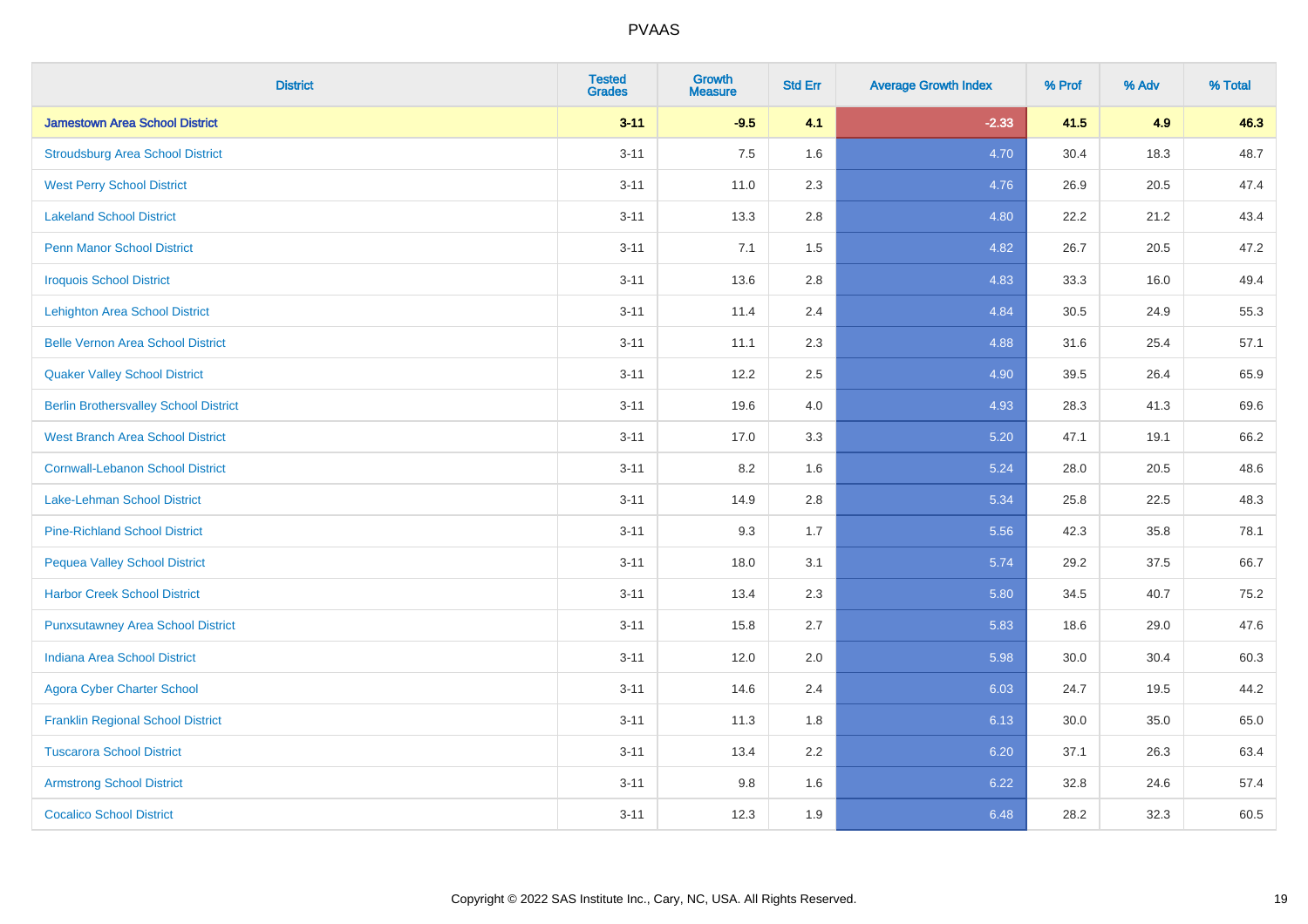# PVAAS

| District | Tested Grades | Growth Measure | Std Err | Average Growth Index | % Prof | % Adv | % Total |
|---|---|---|---|---|---|---|---|
| **Jamestown Area School District** | **3-11** | **-9.5** | **4.1** | **-2.33** | **41.5** | **4.9** | **46.3** |
| Stroudsburg Area School District | 3-11 | 7.5 | 1.6 | 4.70 | 30.4 | 18.3 | 48.7 |
| West Perry School District | 3-11 | 11.0 | 2.3 | 4.76 | 26.9 | 20.5 | 47.4 |
| Lakeland School District | 3-11 | 13.3 | 2.8 | 4.80 | 22.2 | 21.2 | 43.4 |
| Penn Manor School District | 3-11 | 7.1 | 1.5 | 4.82 | 26.7 | 20.5 | 47.2 |
| Iroquois School District | 3-11 | 13.6 | 2.8 | 4.83 | 33.3 | 16.0 | 49.4 |
| Lehighton Area School District | 3-11 | 11.4 | 2.4 | 4.84 | 30.5 | 24.9 | 55.3 |
| Belle Vernon Area School District | 3-11 | 11.1 | 2.3 | 4.88 | 31.6 | 25.4 | 57.1 |
| Quaker Valley School District | 3-11 | 12.2 | 2.5 | 4.90 | 39.5 | 26.4 | 65.9 |
| Berlin Brothersvalley School District | 3-11 | 19.6 | 4.0 | 4.93 | 28.3 | 41.3 | 69.6 |
| West Branch Area School District | 3-11 | 17.0 | 3.3 | 5.20 | 47.1 | 19.1 | 66.2 |
| Cornwall-Lebanon School District | 3-11 | 8.2 | 1.6 | 5.24 | 28.0 | 20.5 | 48.6 |
| Lake-Lehman School District | 3-11 | 14.9 | 2.8 | 5.34 | 25.8 | 22.5 | 48.3 |
| Pine-Richland School District | 3-11 | 9.3 | 1.7 | 5.56 | 42.3 | 35.8 | 78.1 |
| Pequea Valley School District | 3-11 | 18.0 | 3.1 | 5.74 | 29.2 | 37.5 | 66.7 |
| Harbor Creek School District | 3-11 | 13.4 | 2.3 | 5.80 | 34.5 | 40.7 | 75.2 |
| Punxsutawney Area School District | 3-11 | 15.8 | 2.7 | 5.83 | 18.6 | 29.0 | 47.6 |
| Indiana Area School District | 3-11 | 12.0 | 2.0 | 5.98 | 30.0 | 30.4 | 60.3 |
| Agora Cyber Charter School | 3-11 | 14.6 | 2.4 | 6.03 | 24.7 | 19.5 | 44.2 |
| Franklin Regional School District | 3-11 | 11.3 | 1.8 | 6.13 | 30.0 | 35.0 | 65.0 |
| Tuscarora School District | 3-11 | 13.4 | 2.2 | 6.20 | 37.1 | 26.3 | 63.4 |
| Armstrong School District | 3-11 | 9.8 | 1.6 | 6.22 | 32.8 | 24.6 | 57.4 |
| Cocalico School District | 3-11 | 12.3 | 1.9 | 6.48 | 28.2 | 32.3 | 60.5 |

Copyright © 2022 SAS Institute Inc., Cary, NC, USA. All Rights Reserved.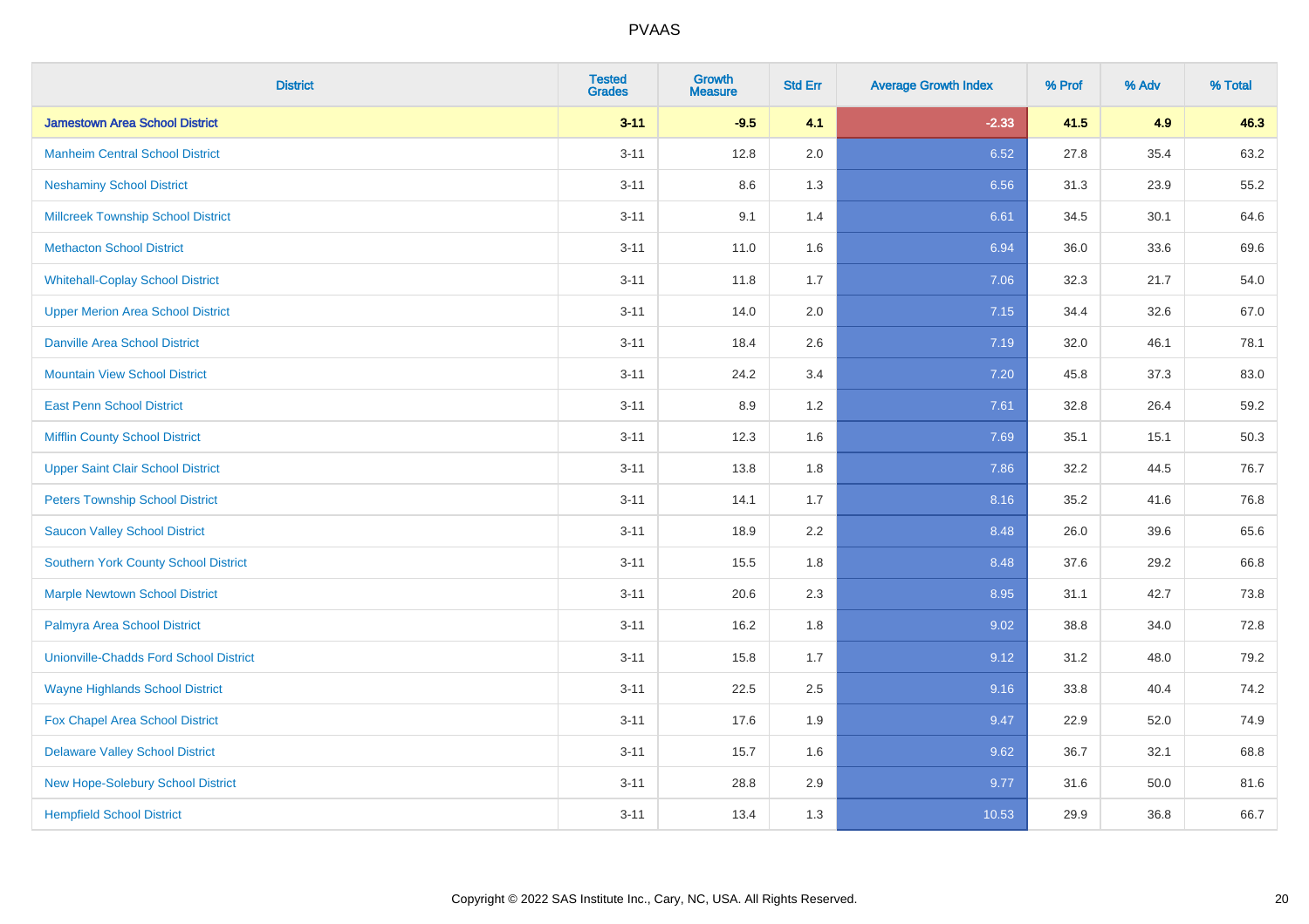# PVAAS

| District | Tested Grades | Growth Measure | Std Err | Average Growth Index | % Prof | % Adv | % Total |
|---|---|---|---|---|---|---|---|
| **Jamestown Area School District** | **3-11** | **-9.5** | **4.1** | **-2.33** | **41.5** | **4.9** | **46.3** |
| Manheim Central School District | 3-11 | 12.8 | 2.0 | 6.52 | 27.8 | 35.4 | 63.2 |
| Neshaminy School District | 3-11 | 8.6 | 1.3 | 6.56 | 31.3 | 23.9 | 55.2 |
| Millcreek Township School District | 3-11 | 9.1 | 1.4 | 6.61 | 34.5 | 30.1 | 64.6 |
| Methacton School District | 3-11 | 11.0 | 1.6 | 6.94 | 36.0 | 33.6 | 69.6 |
| Whitehall-Coplay School District | 3-11 | 11.8 | 1.7 | 7.06 | 32.3 | 21.7 | 54.0 |
| Upper Merion Area School District | 3-11 | 14.0 | 2.0 | 7.15 | 34.4 | 32.6 | 67.0 |
| Danville Area School District | 3-11 | 18.4 | 2.6 | 7.19 | 32.0 | 46.1 | 78.1 |
| Mountain View School District | 3-11 | 24.2 | 3.4 | 7.20 | 45.8 | 37.3 | 83.0 |
| East Penn School District | 3-11 | 8.9 | 1.2 | 7.61 | 32.8 | 26.4 | 59.2 |
| Mifflin County School District | 3-11 | 12.3 | 1.6 | 7.69 | 35.1 | 15.1 | 50.3 |
| Upper Saint Clair School District | 3-11 | 13.8 | 1.8 | 7.86 | 32.2 | 44.5 | 76.7 |
| Peters Township School District | 3-11 | 14.1 | 1.7 | 8.16 | 35.2 | 41.6 | 76.8 |
| Saucon Valley School District | 3-11 | 18.9 | 2.2 | 8.48 | 26.0 | 39.6 | 65.6 |
| Southern York County School District | 3-11 | 15.5 | 1.8 | 8.48 | 37.6 | 29.2 | 66.8 |
| Marple Newtown School District | 3-11 | 20.6 | 2.3 | 8.95 | 31.1 | 42.7 | 73.8 |
| Palmyra Area School District | 3-11 | 16.2 | 1.8 | 9.02 | 38.8 | 34.0 | 72.8 |
| Unionville-Chadds Ford School District | 3-11 | 15.8 | 1.7 | 9.12 | 31.2 | 48.0 | 79.2 |
| Wayne Highlands School District | 3-11 | 22.5 | 2.5 | 9.16 | 33.8 | 40.4 | 74.2 |
| Fox Chapel Area School District | 3-11 | 17.6 | 1.9 | 9.47 | 22.9 | 52.0 | 74.9 |
| Delaware Valley School District | 3-11 | 15.7 | 1.6 | 9.62 | 36.7 | 32.1 | 68.8 |
| New Hope-Solebury School District | 3-11 | 28.8 | 2.9 | 9.77 | 31.6 | 50.0 | 81.6 |
| Hempfield School District | 3-11 | 13.4 | 1.3 | 10.53 | 29.9 | 36.8 | 66.7 |

Copyright © 2022 SAS Institute Inc., Cary, NC, USA. All Rights Reserved.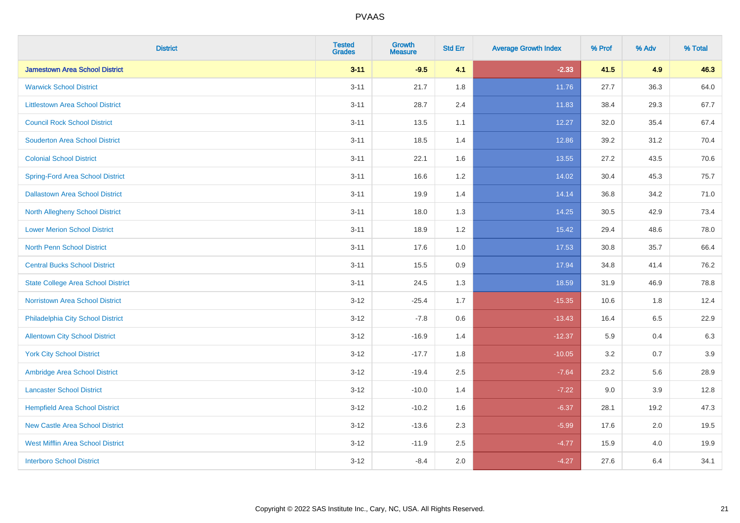| District | Tested Grades | Growth Measure | Std Err | Average Growth Index | % Prof | % Adv | % Total |
|---|---|---|---|---|---|---|---|
| **Jamestown Area School District** | **3-11** | **-9.5** | **4.1** | **-2.33** | **41.5** | **4.9** | **46.3** |
| Warwick School District | 3-11 | 21.7 | 1.8 | 11.76 | 27.7 | 36.3 | 64.0 |
| Littlestown Area School District | 3-11 | 28.7 | 2.4 | 11.83 | 38.4 | 29.3 | 67.7 |
| Council Rock School District | 3-11 | 13.5 | 1.1 | 12.27 | 32.0 | 35.4 | 67.4 |
| Souderton Area School District | 3-11 | 18.5 | 1.4 | 12.86 | 39.2 | 31.2 | 70.4 |
| Colonial School District | 3-11 | 22.1 | 1.6 | 13.55 | 27.2 | 43.5 | 70.6 |
| Spring-Ford Area School District | 3-11 | 16.6 | 1.2 | 14.02 | 30.4 | 45.3 | 75.7 |
| Dallastown Area School District | 3-11 | 19.9 | 1.4 | 14.14 | 36.8 | 34.2 | 71.0 |
| North Allegheny School District | 3-11 | 18.0 | 1.3 | 14.25 | 30.5 | 42.9 | 73.4 |
| Lower Merion School District | 3-11 | 18.9 | 1.2 | 15.42 | 29.4 | 48.6 | 78.0 |
| North Penn School District | 3-11 | 17.6 | 1.0 | 17.53 | 30.8 | 35.7 | 66.4 |
| Central Bucks School District | 3-11 | 15.5 | 0.9 | 17.94 | 34.8 | 41.4 | 76.2 |
| State College Area School District | 3-11 | 24.5 | 1.3 | 18.59 | 31.9 | 46.9 | 78.8 |
| Norristown Area School District | 3-12 | -25.4 | 1.7 | -15.35 | 10.6 | 1.8 | 12.4 |
| Philadelphia City School District | 3-12 | -7.8 | 0.6 | -13.43 | 16.4 | 6.5 | 22.9 |
| Allentown City School District | 3-12 | -16.9 | 1.4 | -12.37 | 5.9 | 0.4 | 6.3 |
| York City School District | 3-12 | -17.7 | 1.8 | -10.05 | 3.2 | 0.7 | 3.9 |
| Ambridge Area School District | 3-12 | -19.4 | 2.5 | -7.64 | 23.2 | 5.6 | 28.9 |
| Lancaster School District | 3-12 | -10.0 | 1.4 | -7.22 | 9.0 | 3.9 | 12.8 |
| Hempfield Area School District | 3-12 | -10.2 | 1.6 | -6.37 | 28.1 | 19.2 | 47.3 |
| New Castle Area School District | 3-12 | -13.6 | 2.3 | -5.99 | 17.6 | 2.0 | 19.5 |
| West Mifflin Area School District | 3-12 | -11.9 | 2.5 | -4.77 | 15.9 | 4.0 | 19.9 |
| Interboro School District | 3-12 | -8.4 | 2.0 | -4.27 | 27.6 | 6.4 | 34.1 |

Copyright © 2022 SAS Institute Inc., Cary, NC, USA. All Rights Reserved.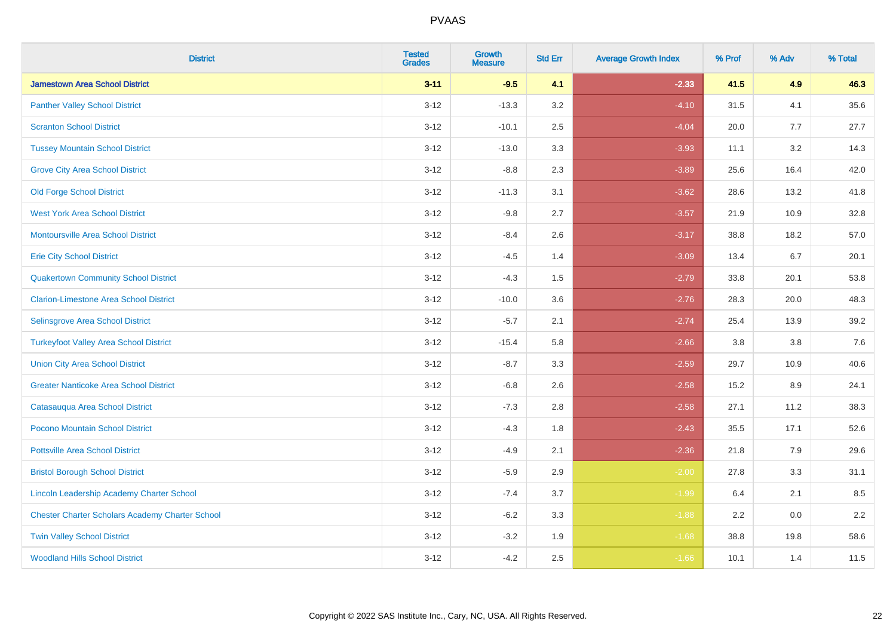# PVAAS

| District | Tested Grades | Growth Measure | Std Err | Average Growth Index | % Prof | % Adv | % Total |
|---|---|---|---|---|---|---|---|
| **Jamestown Area School District** | **3-11** | **-9.5** | **4.1** | **-2.33** | **41.5** | **4.9** | **46.3** |
| Panther Valley School District | 3-12 | -13.3 | 3.2 | -4.10 | 31.5 | 4.1 | 35.6 |
| Scranton School District | 3-12 | -10.1 | 2.5 | -4.04 | 20.0 | 7.7 | 27.7 |
| Tussey Mountain School District | 3-12 | -13.0 | 3.3 | -3.93 | 11.1 | 3.2 | 14.3 |
| Grove City Area School District | 3-12 | -8.8 | 2.3 | -3.89 | 25.6 | 16.4 | 42.0 |
| Old Forge School District | 3-12 | -11.3 | 3.1 | -3.62 | 28.6 | 13.2 | 41.8 |
| West York Area School District | 3-12 | -9.8 | 2.7 | -3.57 | 21.9 | 10.9 | 32.8 |
| Montoursville Area School District | 3-12 | -8.4 | 2.6 | -3.17 | 38.8 | 18.2 | 57.0 |
| Erie City School District | 3-12 | -4.5 | 1.4 | -3.09 | 13.4 | 6.7 | 20.1 |
| Quakertown Community School District | 3-12 | -4.3 | 1.5 | -2.79 | 33.8 | 20.1 | 53.8 |
| Clarion-Limestone Area School District | 3-12 | -10.0 | 3.6 | -2.76 | 28.3 | 20.0 | 48.3 |
| Selinsgrove Area School District | 3-12 | -5.7 | 2.1 | -2.74 | 25.4 | 13.9 | 39.2 |
| Turkeyfoot Valley Area School District | 3-12 | -15.4 | 5.8 | -2.66 | 3.8 | 3.8 | 7.6 |
| Union City Area School District | 3-12 | -8.7 | 3.3 | -2.59 | 29.7 | 10.9 | 40.6 |
| Greater Nanticoke Area School District | 3-12 | -6.8 | 2.6 | -2.58 | 15.2 | 8.9 | 24.1 |
| Catasauqua Area School District | 3-12 | -7.3 | 2.8 | -2.58 | 27.1 | 11.2 | 38.3 |
| Pocono Mountain School District | 3-12 | -4.3 | 1.8 | -2.43 | 35.5 | 17.1 | 52.6 |
| Pottsville Area School District | 3-12 | -4.9 | 2.1 | -2.36 | 21.8 | 7.9 | 29.6 |
| Bristol Borough School District | 3-12 | -5.9 | 2.9 | -2.00 | 27.8 | 3.3 | 31.1 |
| Lincoln Leadership Academy Charter School | 3-12 | -7.4 | 3.7 | -1.99 | 6.4 | 2.1 | 8.5 |
| Chester Charter Scholars Academy Charter School | 3-12 | -6.2 | 3.3 | -1.88 | 2.2 | 0.0 | 2.2 |
| Twin Valley School District | 3-12 | -3.2 | 1.9 | -1.68 | 38.8 | 19.8 | 58.6 |
| Woodland Hills School District | 3-12 | -4.2 | 2.5 | -1.66 | 10.1 | 1.4 | 11.5 |

Copyright © 2022 SAS Institute Inc., Cary, NC, USA. All Rights Reserved.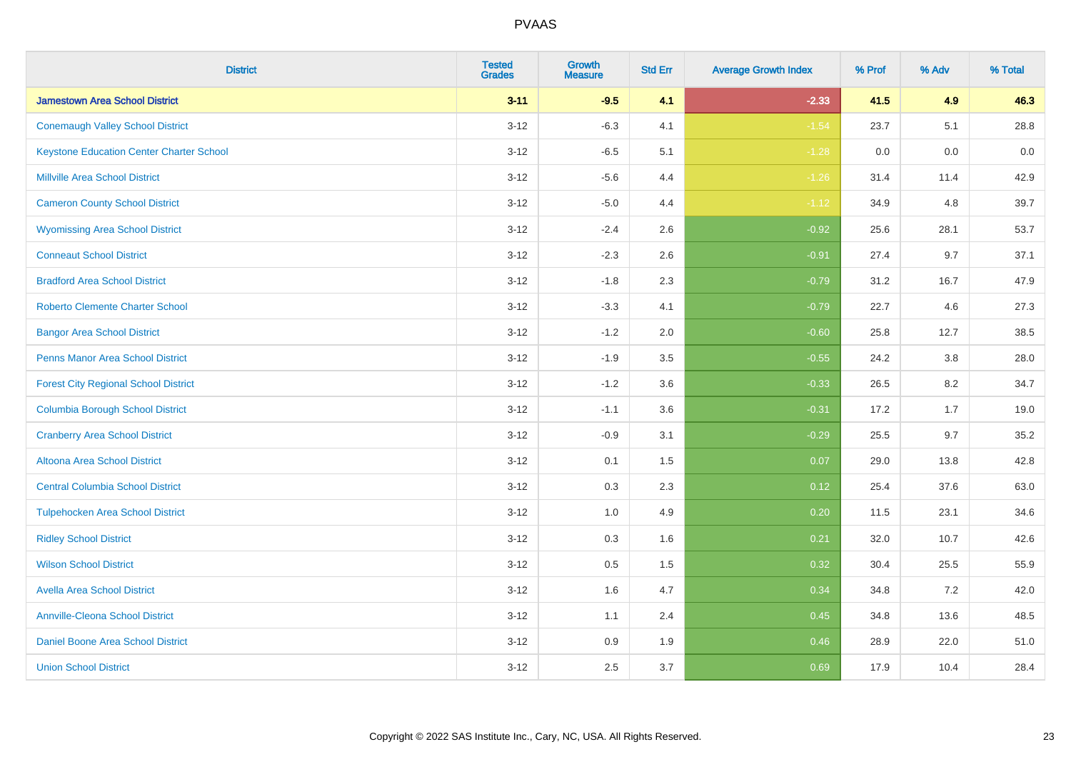| District | Tested Grades | Growth Measure | Std Err | Average Growth Index | % Prof | % Adv | % Total |
|---|---|---|---|---|---|---|---|
| **Jamestown Area School District** | **3-11** | **-9.5** | **4.1** | **-2.33** | **41.5** | **4.9** | **46.3** |
| Conemaugh Valley School District | 3-12 | -6.3 | 4.1 | -1.54 | 23.7 | 5.1 | 28.8 |
| Keystone Education Center Charter School | 3-12 | -6.5 | 5.1 | -1.28 | 0.0 | 0.0 | 0.0 |
| Millville Area School District | 3-12 | -5.6 | 4.4 | -1.26 | 31.4 | 11.4 | 42.9 |
| Cameron County School District | 3-12 | -5.0 | 4.4 | -1.12 | 34.9 | 4.8 | 39.7 |
| Wyomissing Area School District | 3-12 | -2.4 | 2.6 | -0.92 | 25.6 | 28.1 | 53.7 |
| Conneaut School District | 3-12 | -2.3 | 2.6 | -0.91 | 27.4 | 9.7 | 37.1 |
| Bradford Area School District | 3-12 | -1.8 | 2.3 | -0.79 | 31.2 | 16.7 | 47.9 |
| Roberto Clemente Charter School | 3-12 | -3.3 | 4.1 | -0.79 | 22.7 | 4.6 | 27.3 |
| Bangor Area School District | 3-12 | -1.2 | 2.0 | -0.60 | 25.8 | 12.7 | 38.5 |
| Penns Manor Area School District | 3-12 | -1.9 | 3.5 | -0.55 | 24.2 | 3.8 | 28.0 |
| Forest City Regional School District | 3-12 | -1.2 | 3.6 | -0.33 | 26.5 | 8.2 | 34.7 |
| Columbia Borough School District | 3-12 | -1.1 | 3.6 | -0.31 | 17.2 | 1.7 | 19.0 |
| Cranberry Area School District | 3-12 | -0.9 | 3.1 | -0.29 | 25.5 | 9.7 | 35.2 |
| Altoona Area School District | 3-12 | 0.1 | 1.5 | 0.07 | 29.0 | 13.8 | 42.8 |
| Central Columbia School District | 3-12 | 0.3 | 2.3 | 0.12 | 25.4 | 37.6 | 63.0 |
| Tulpehocken Area School District | 3-12 | 1.0 | 4.9 | 0.20 | 11.5 | 23.1 | 34.6 |
| Ridley School District | 3-12 | 0.3 | 1.6 | 0.21 | 32.0 | 10.7 | 42.6 |
| Wilson School District | 3-12 | 0.5 | 1.5 | 0.32 | 30.4 | 25.5 | 55.9 |
| Avella Area School District | 3-12 | 1.6 | 4.7 | 0.34 | 34.8 | 7.2 | 42.0 |
| Annville-Cleona School District | 3-12 | 1.1 | 2.4 | 0.45 | 34.8 | 13.6 | 48.5 |
| Daniel Boone Area School District | 3-12 | 0.9 | 1.9 | 0.46 | 28.9 | 22.0 | 51.0 |
| Union School District | 3-12 | 2.5 | 3.7 | 0.69 | 17.9 | 10.4 | 28.4 |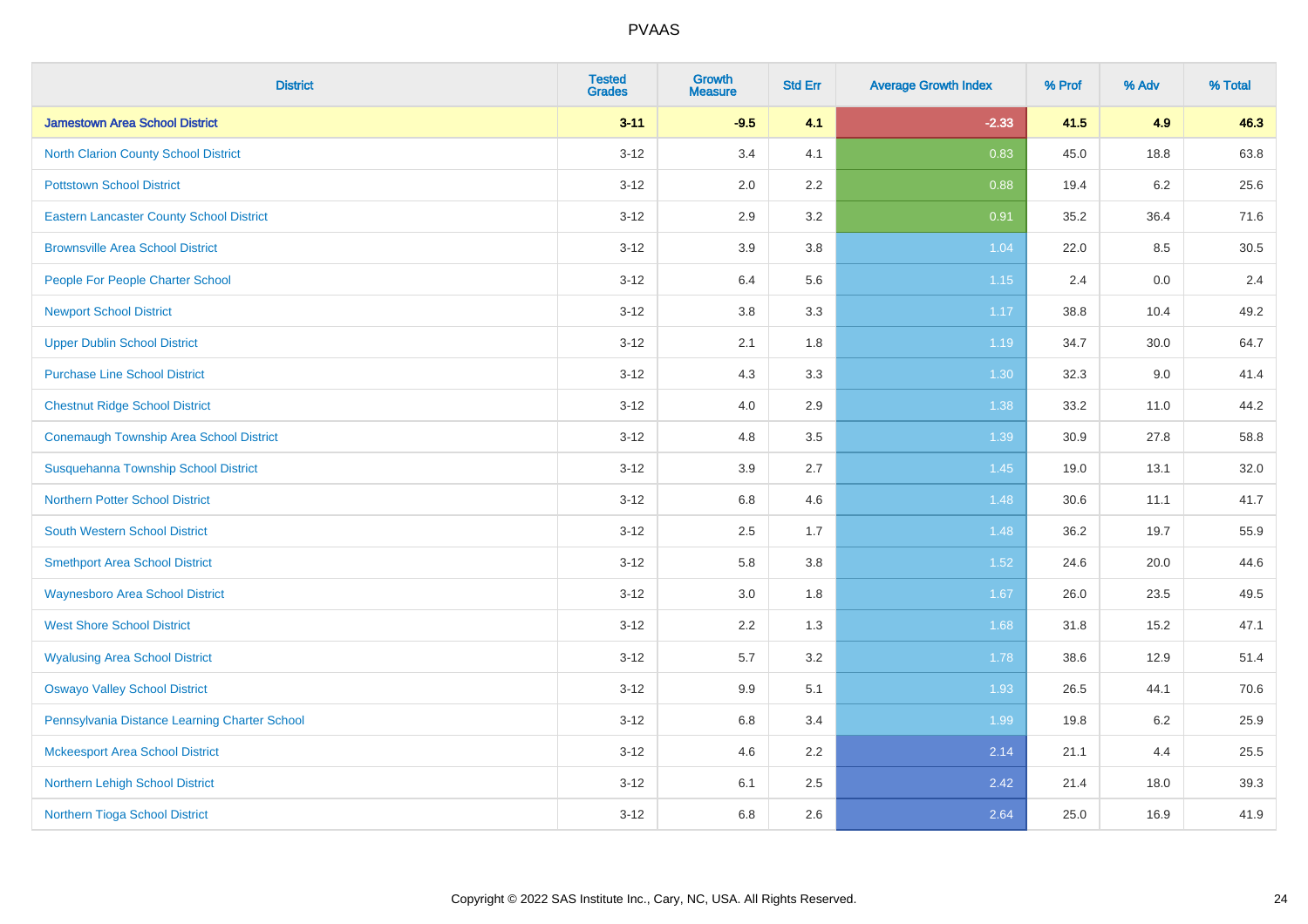# PVAAS

| District | Tested Grades | Growth Measure | Std Err | Average Growth Index | % Prof | % Adv | % Total |
|---|---|---|---|---|---|---|---|
| **Jamestown Area School District** | **3-11** | **-9.5** | **4.1** | **-2.33** | **41.5** | **4.9** | **46.3** |
| North Clarion County School District | 3-12 | 3.4 | 4.1 | 0.83 | 45.0 | 18.8 | 63.8 |
| Pottstown School District | 3-12 | 2.0 | 2.2 | 0.88 | 19.4 | 6.2 | 25.6 |
| Eastern Lancaster County School District | 3-12 | 2.9 | 3.2 | 0.91 | 35.2 | 36.4 | 71.6 |
| Brownsville Area School District | 3-12 | 3.9 | 3.8 | 1.04 | 22.0 | 8.5 | 30.5 |
| People For People Charter School | 3-12 | 6.4 | 5.6 | 1.15 | 2.4 | 0.0 | 2.4 |
| Newport School District | 3-12 | 3.8 | 3.3 | 1.17 | 38.8 | 10.4 | 49.2 |
| Upper Dublin School District | 3-12 | 2.1 | 1.8 | 1.19 | 34.7 | 30.0 | 64.7 |
| Purchase Line School District | 3-12 | 4.3 | 3.3 | 1.30 | 32.3 | 9.0 | 41.4 |
| Chestnut Ridge School District | 3-12 | 4.0 | 2.9 | 1.38 | 33.2 | 11.0 | 44.2 |
| Conemaugh Township Area School District | 3-12 | 4.8 | 3.5 | 1.39 | 30.9 | 27.8 | 58.8 |
| Susquehanna Township School District | 3-12 | 3.9 | 2.7 | 1.45 | 19.0 | 13.1 | 32.0 |
| Northern Potter School District | 3-12 | 6.8 | 4.6 | 1.48 | 30.6 | 11.1 | 41.7 |
| South Western School District | 3-12 | 2.5 | 1.7 | 1.48 | 36.2 | 19.7 | 55.9 |
| Smethport Area School District | 3-12 | 5.8 | 3.8 | 1.52 | 24.6 | 20.0 | 44.6 |
| Waynesboro Area School District | 3-12 | 3.0 | 1.8 | 1.67 | 26.0 | 23.5 | 49.5 |
| West Shore School District | 3-12 | 2.2 | 1.3 | 1.68 | 31.8 | 15.2 | 47.1 |
| Wyalusing Area School District | 3-12 | 5.7 | 3.2 | 1.78 | 38.6 | 12.9 | 51.4 |
| Oswayo Valley School District | 3-12 | 9.9 | 5.1 | 1.93 | 26.5 | 44.1 | 70.6 |
| Pennsylvania Distance Learning Charter School | 3-12 | 6.8 | 3.4 | 1.99 | 19.8 | 6.2 | 25.9 |
| Mckeesport Area School District | 3-12 | 4.6 | 2.2 | 2.14 | 21.1 | 4.4 | 25.5 |
| Northern Lehigh School District | 3-12 | 6.1 | 2.5 | 2.42 | 21.4 | 18.0 | 39.3 |
| Northern Tioga School District | 3-12 | 6.8 | 2.6 | 2.64 | 25.0 | 16.9 | 41.9 |

Copyright © 2022 SAS Institute Inc., Cary, NC, USA. All Rights Reserved.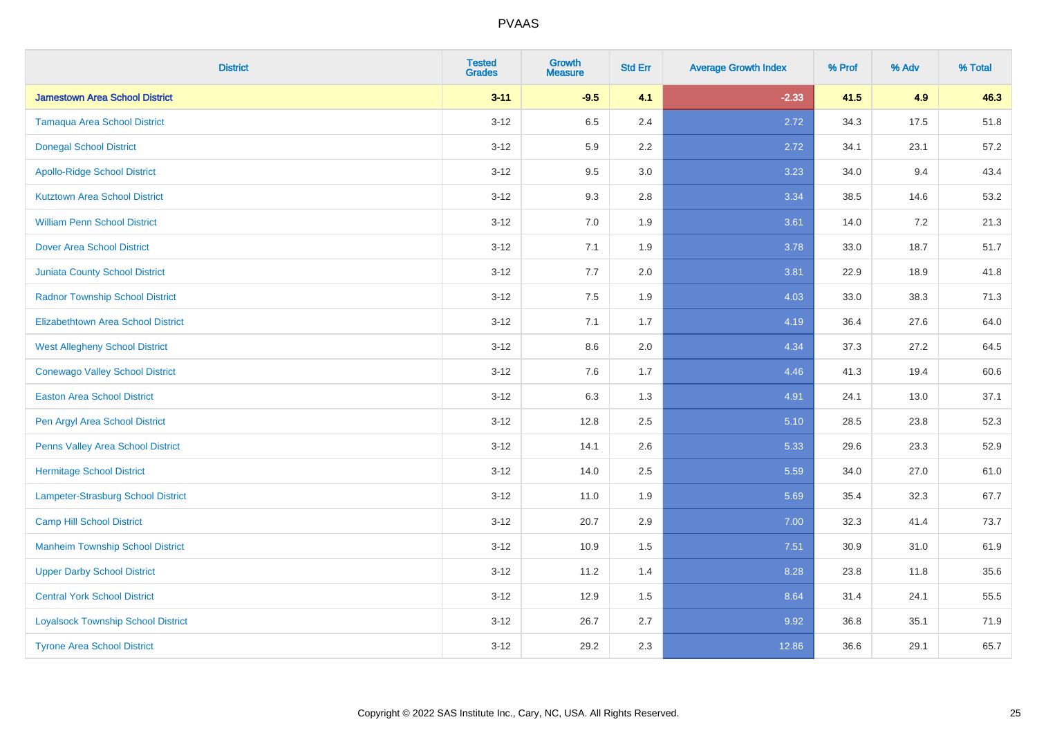# PVAAS

| District | Tested Grades | Growth Measure | Std Err | Average Growth Index | % Prof | % Adv | % Total |
|---|---|---|---|---|---|---|---|
| **Jamestown Area School District** | **3-11** | **-9.5** | **4.1** | **-2.33** | **41.5** | **4.9** | **46.3** |
| Tamaqua Area School District | 3-12 | 6.5 | 2.4 | 2.72 | 34.3 | 17.5 | 51.8 |
| Donegal School District | 3-12 | 5.9 | 2.2 | 2.72 | 34.1 | 23.1 | 57.2 |
| Apollo-Ridge School District | 3-12 | 9.5 | 3.0 | 3.23 | 34.0 | 9.4 | 43.4 |
| Kutztown Area School District | 3-12 | 9.3 | 2.8 | 3.34 | 38.5 | 14.6 | 53.2 |
| William Penn School District | 3-12 | 7.0 | 1.9 | 3.61 | 14.0 | 7.2 | 21.3 |
| Dover Area School District | 3-12 | 7.1 | 1.9 | 3.78 | 33.0 | 18.7 | 51.7 |
| Juniata County School District | 3-12 | 7.7 | 2.0 | 3.81 | 22.9 | 18.9 | 41.8 |
| Radnor Township School District | 3-12 | 7.5 | 1.9 | 4.03 | 33.0 | 38.3 | 71.3 |
| Elizabethtown Area School District | 3-12 | 7.1 | 1.7 | 4.19 | 36.4 | 27.6 | 64.0 |
| West Allegheny School District | 3-12 | 8.6 | 2.0 | 4.34 | 37.3 | 27.2 | 64.5 |
| Conewago Valley School District | 3-12 | 7.6 | 1.7 | 4.46 | 41.3 | 19.4 | 60.6 |
| Easton Area School District | 3-12 | 6.3 | 1.3 | 4.91 | 24.1 | 13.0 | 37.1 |
| Pen Argyl Area School District | 3-12 | 12.8 | 2.5 | 5.10 | 28.5 | 23.8 | 52.3 |
| Penns Valley Area School District | 3-12 | 14.1 | 2.6 | 5.33 | 29.6 | 23.3 | 52.9 |
| Hermitage School District | 3-12 | 14.0 | 2.5 | 5.59 | 34.0 | 27.0 | 61.0 |
| Lampeter-Strasburg School District | 3-12 | 11.0 | 1.9 | 5.69 | 35.4 | 32.3 | 67.7 |
| Camp Hill School District | 3-12 | 20.7 | 2.9 | 7.00 | 32.3 | 41.4 | 73.7 |
| Manheim Township School District | 3-12 | 10.9 | 1.5 | 7.51 | 30.9 | 31.0 | 61.9 |
| Upper Darby School District | 3-12 | 11.2 | 1.4 | 8.28 | 23.8 | 11.8 | 35.6 |
| Central York School District | 3-12 | 12.9 | 1.5 | 8.64 | 31.4 | 24.1 | 55.5 |
| Loyalsock Township School District | 3-12 | 26.7 | 2.7 | 9.92 | 36.8 | 35.1 | 71.9 |
| Tyrone Area School District | 3-12 | 29.2 | 2.3 | 12.86 | 36.6 | 29.1 | 65.7 |

Copyright © 2022 SAS Institute Inc., Cary, NC, USA. All Rights Reserved.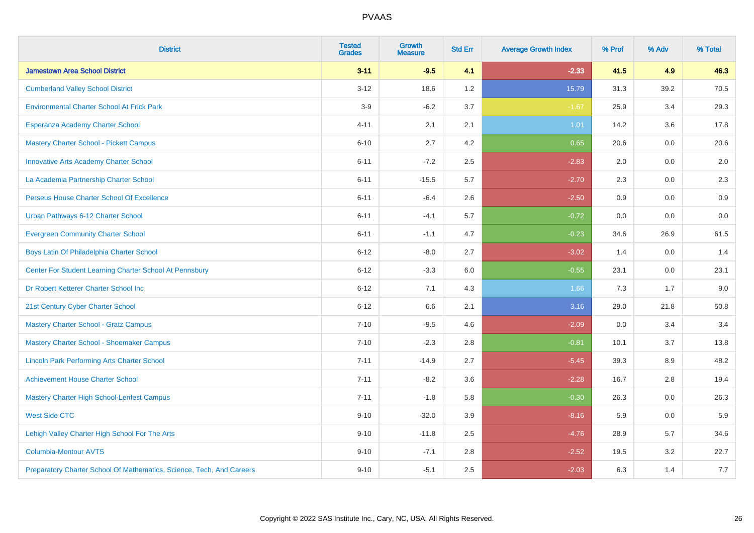# PVAAS

| District | Tested Grades | Growth Measure | Std Err | Average Growth Index | % Prof | % Adv | % Total |
|---|---|---|---|---|---|---|---|
| **Jamestown Area School District** | **3-11** | **-9.5** | **4.1** | **-2.33** | **41.5** | **4.9** | **46.3** |
| Cumberland Valley School District | 3-12 | 18.6 | 1.2 | 15.79 | 31.3 | 39.2 | 70.5 |
| Environmental Charter School At Frick Park | 3-9 | -6.2 | 3.7 | -1.67 | 25.9 | 3.4 | 29.3 |
| Esperanza Academy Charter School | 4-11 | 2.1 | 2.1 | 1.01 | 14.2 | 3.6 | 17.8 |
| Mastery Charter School - Pickett Campus | 6-10 | 2.7 | 4.2 | 0.65 | 20.6 | 0.0 | 20.6 |
| Innovative Arts Academy Charter School | 6-11 | -7.2 | 2.5 | -2.83 | 2.0 | 0.0 | 2.0 |
| La Academia Partnership Charter School | 6-11 | -15.5 | 5.7 | -2.70 | 2.3 | 0.0 | 2.3 |
| Perseus House Charter School Of Excellence | 6-11 | -6.4 | 2.6 | -2.50 | 0.9 | 0.0 | 0.9 |
| Urban Pathways 6-12 Charter School | 6-11 | -4.1 | 5.7 | -0.72 | 0.0 | 0.0 | 0.0 |
| Evergreen Community Charter School | 6-11 | -1.1 | 4.7 | -0.23 | 34.6 | 26.9 | 61.5 |
| Boys Latin Of Philadelphia Charter School | 6-12 | -8.0 | 2.7 | -3.02 | 1.4 | 0.0 | 1.4 |
| Center For Student Learning Charter School At Pennsbury | 6-12 | -3.3 | 6.0 | -0.55 | 23.1 | 0.0 | 23.1 |
| Dr Robert Ketterer Charter School Inc | 6-12 | 7.1 | 4.3 | 1.66 | 7.3 | 1.7 | 9.0 |
| 21st Century Cyber Charter School | 6-12 | 6.6 | 2.1 | 3.16 | 29.0 | 21.8 | 50.8 |
| Mastery Charter School - Gratz Campus | 7-10 | -9.5 | 4.6 | -2.09 | 0.0 | 3.4 | 3.4 |
| Mastery Charter School - Shoemaker Campus | 7-10 | -2.3 | 2.8 | -0.81 | 10.1 | 3.7 | 13.8 |
| Lincoln Park Performing Arts Charter School | 7-11 | -14.9 | 2.7 | -5.45 | 39.3 | 8.9 | 48.2 |
| Achievement House Charter School | 7-11 | -8.2 | 3.6 | -2.28 | 16.7 | 2.8 | 19.4 |
| Mastery Charter High School-Lenfest Campus | 7-11 | -1.8 | 5.8 | -0.30 | 26.3 | 0.0 | 26.3 |
| West Side CTC | 9-10 | -32.0 | 3.9 | -8.16 | 5.9 | 0.0 | 5.9 |
| Lehigh Valley Charter High School For The Arts | 9-10 | -11.8 | 2.5 | -4.76 | 28.9 | 5.7 | 34.6 |
| Columbia-Montour AVTS | 9-10 | -7.1 | 2.8 | -2.52 | 19.5 | 3.2 | 22.7 |
| Preparatory Charter School Of Mathematics, Science, Tech, And Careers | 9-10 | -5.1 | 2.5 | -2.03 | 6.3 | 1.4 | 7.7 |

Copyright © 2022 SAS Institute Inc., Cary, NC, USA. All Rights Reserved.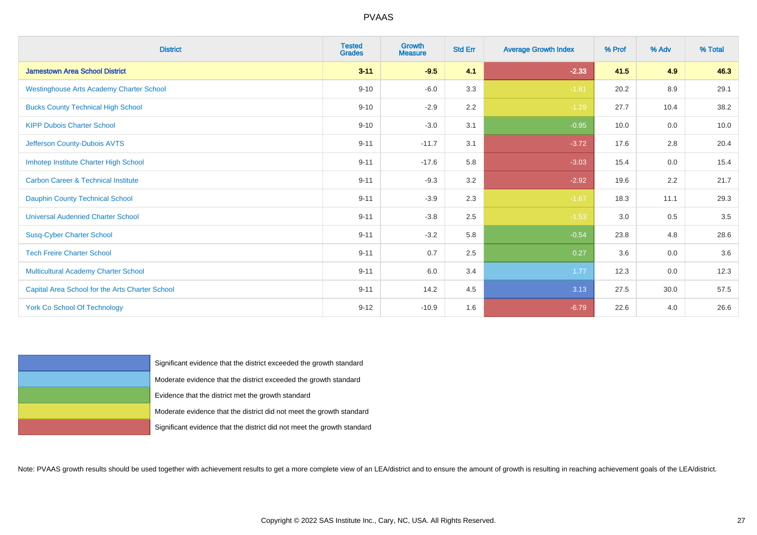# PVAAS

| District | Tested Grades | Growth Measure | Std Err | Average Growth Index | % Prof | % Adv | % Total |
|---|---|---|---|---|---|---|---|
| **Jamestown Area School District** | **3-11** | **-9.5** | **4.1** | **-2.33** | **41.5** | **4.9** | **46.3** |
| Westinghouse Arts Academy Charter School | 9-10 | -6.0 | 3.3 | -1.81 | 20.2 | 8.9 | 29.1 |
| Bucks County Technical High School | 9-10 | -2.9 | 2.2 | -1.29 | 27.7 | 10.4 | 38.2 |
| KIPP Dubois Charter School | 9-10 | -3.0 | 3.1 | -0.95 | 10.0 | 0.0 | 10.0 |
| Jefferson County-Dubois AVTS | 9-11 | -11.7 | 3.1 | -3.72 | 17.6 | 2.8 | 20.4 |
| Imhotep Institute Charter High School | 9-11 | -17.6 | 5.8 | -3.03 | 15.4 | 0.0 | 15.4 |
| Carbon Career & Technical Institute | 9-11 | -9.3 | 3.2 | -2.92 | 19.6 | 2.2 | 21.7 |
| Dauphin County Technical School | 9-11 | -3.9 | 2.3 | -1.67 | 18.3 | 11.1 | 29.3 |
| Universal Audenried Charter School | 9-11 | -3.8 | 2.5 | -1.53 | 3.0 | 0.5 | 3.5 |
| Susq-Cyber Charter School | 9-11 | -3.2 | 5.8 | -0.54 | 23.8 | 4.8 | 28.6 |
| Tech Freire Charter School | 9-11 | 0.7 | 2.5 | 0.27 | 3.6 | 0.0 | 3.6 |
| Multicultural Academy Charter School | 9-11 | 6.0 | 3.4 | 1.77 | 12.3 | 0.0 | 12.3 |
| Capital Area School for the Arts Charter School | 9-11 | 14.2 | 4.5 | 3.13 | 27.5 | 30.0 | 57.5 |
| York Co School Of Technology | 9-12 | -10.9 | 1.6 | -6.79 | 22.6 | 4.0 | 26.6 |

Significant evidence that the district exceeded the growth standard

Moderate evidence that the district exceeded the growth standard

Evidence that the district met the growth standard

Moderate evidence that the district did not meet the growth standard

Significant evidence that the district did not meet the growth standard

Note: PVAAS growth results should be used together with achievement results to get a more complete view of an LEA/district and to ensure the amount of growth is resulting in reaching achievement goals of the LEA/district.

Copyright © 2022 SAS Institute Inc., Cary, NC, USA. All Rights Reserved.